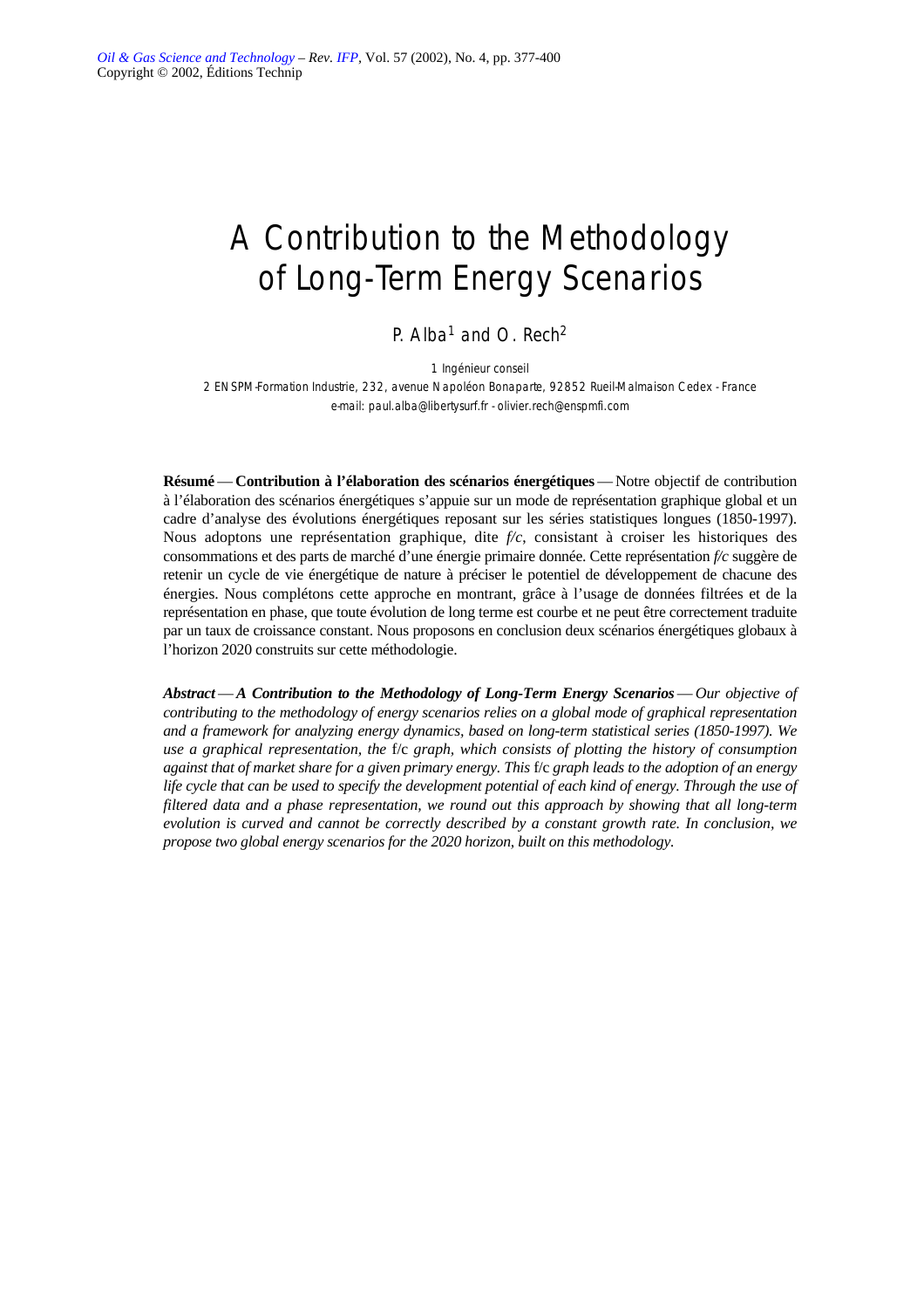# A Contribution to the Methodology of Long-Term Energy Scenarios

P. Alba[1] and O. Rech[2]

1 Ingénieur conseil
2 ENSPM-Formation Industrie, 232, avenue Napoléon Bonaparte, 92852 Rueil-Malmaison Cedex - France
e-mail: paul.alba@libertysurf.fr - olivier.rech@enspmfi.com

**Résumé** — **Contribution à l'élaboration des scénarios énergétiques** — Notre objectif de contribution à l'élaboration des scénarios énergétiques s'appuie sur un mode de représentation graphique global et un cadre d'analyse des évolutions énergétiques reposant sur les séries statistiques longues (1850-1997). Nous adoptons une représentation graphique, dite *f/c*, consistant à croiser les historiques des consommations et des parts de marché d'une énergie primaire donnée. Cette représentation *f/c* suggère de retenir un cycle de vie énergétique de nature à préciser le potentiel de développement de chacune des énergies. Nous complétons cette approche en montrant, grâce à l'usage de données filtrées et de la représentation en phase, que toute évolution de long terme est courbe et ne peut être correctement traduite par un taux de croissance constant. Nous proposons en conclusion deux scénarios énergétiques globaux à l'horizon 2020 construits sur cette méthodologie.

***Abstract*** — ***A Contribution to the Methodology of Long-Term Energy Scenarios*** — *Our objective of contributing to the methodology of energy scenarios relies on a global mode of graphical representation and a framework for analyzing energy dynamics, based on long-term statistical series (1850-1997). We use a graphical representation, the* f/c *graph, which consists of plotting the history of consumption against that of market share for a given primary energy. This* f/c *graph leads to the adoption of an energy life cycle that can be used to specify the development potential of each kind of energy. Through the use of filtered data and a phase representation, we round out this approach by showing that all long-term evolution is curved and cannot be correctly described by a constant growth rate. In conclusion, we propose two global energy scenarios for the 2020 horizon, built on this methodology.*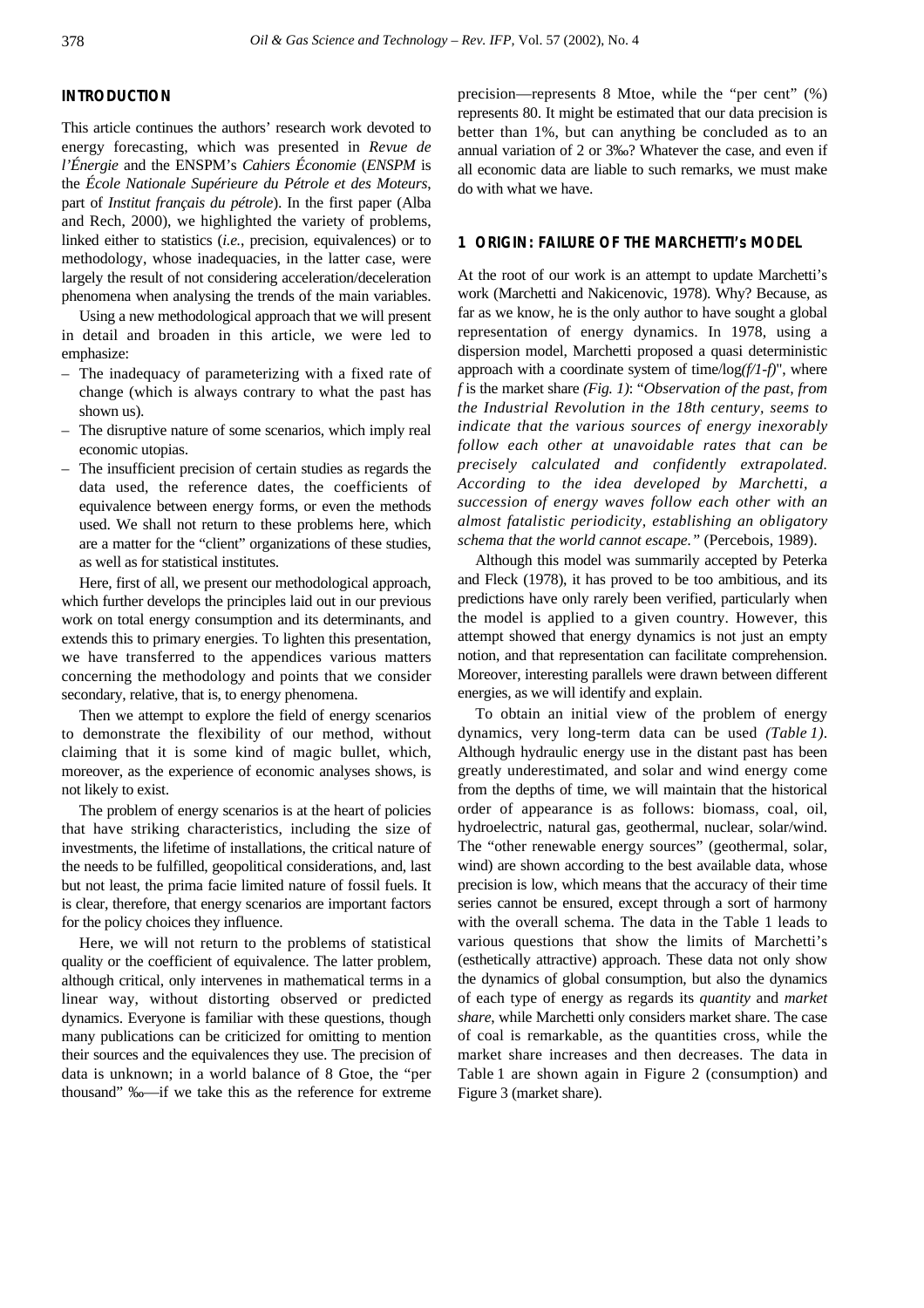## INTRODUCTION

This article continues the authors' research work devoted to energy forecasting, which was presented in *Revue de l'Énergie* and the ENSPM's *Cahiers Économie* (*ENSPM* is the *École Nationale Supérieure du Pétrole et des Moteurs*, part of *Institut français du pétrole*). In the first paper (Alba and Rech, 2000), we highlighted the variety of problems, linked either to statistics (*i.e.*, precision, equivalences) or to methodology, whose inadequacies, in the latter case, were largely the result of not considering acceleration/deceleration phenomena when analysing the trends of the main variables.

Using a new methodological approach that we will present in detail and broaden in this article, we were led to emphasize:

- The inadequacy of parameterizing with a fixed rate of change (which is always contrary to what the past has shown us).
- The disruptive nature of some scenarios, which imply real economic utopias.
- The insufficient precision of certain studies as regards the data used, the reference dates, the coefficients of equivalence between energy forms, or even the methods used. We shall not return to these problems here, which are a matter for the "client" organizations of these studies, as well as for statistical institutes.

Here, first of all, we present our methodological approach, which further develops the principles laid out in our previous work on total energy consumption and its determinants, and extends this to primary energies. To lighten this presentation, we have transferred to the appendices various matters concerning the methodology and points that we consider secondary, relative, that is, to energy phenomena.

Then we attempt to explore the field of energy scenarios to demonstrate the flexibility of our method, without claiming that it is some kind of magic bullet, which, moreover, as the experience of economic analyses shows, is not likely to exist.

The problem of energy scenarios is at the heart of policies that have striking characteristics, including the size of investments, the lifetime of installations, the critical nature of the needs to be fulfilled, geopolitical considerations, and, last but not least, the prima facie limited nature of fossil fuels. It is clear, therefore, that energy scenarios are important factors for the policy choices they influence.

Here, we will not return to the problems of statistical quality or the coefficient of equivalence. The latter problem, although critical, only intervenes in mathematical terms in a linear way, without distorting observed or predicted dynamics. Everyone is familiar with these questions, though many publications can be criticized for omitting to mention their sources and the equivalences they use. The precision of data is unknown; in a world balance of 8 Gtoe, the "per thousand" ‰—if we take this as the reference for extreme precision—represents 8 Mtoe, while the "per cent" (%) represents 80. It might be estimated that our data precision is better than 1%, but can anything be concluded as to an annual variation of 2 or 3‰? Whatever the case, and even if all economic data are liable to such remarks, we must make do with what we have.

## 1 ORIGIN: FAILURE OF THE MARCHETTI's MODEL

At the root of our work is an attempt to update Marchetti's work (Marchetti and Nakicenovic, 1978). Why? Because, as far as we know, he is the only author to have sought a global representation of energy dynamics. In 1978, using a dispersion model, Marchetti proposed a quasi deterministic approach with a coordinate system of time/log*(f/1-f)*", where *f* is the market share *(Fig. 1)*: "*Observation of the past, from the Industrial Revolution in the 18th century, seems to indicate that the various sources of energy inexorably follow each other at unavoidable rates that can be precisely calculated and confidently extrapolated. According to the idea developed by Marchetti, a succession of energy waves follow each other with an almost fatalistic periodicity, establishing an obligatory schema that the world cannot escape."* (Percebois, 1989).

Although this model was summarily accepted by Peterka and Fleck (1978), it has proved to be too ambitious, and its predictions have only rarely been verified, particularly when the model is applied to a given country. However, this attempt showed that energy dynamics is not just an empty notion, and that representation can facilitate comprehension. Moreover, interesting parallels were drawn between different energies, as we will identify and explain.

To obtain an initial view of the problem of energy dynamics, very long-term data can be used *(Table 1)*. Although hydraulic energy use in the distant past has been greatly underestimated, and solar and wind energy come from the depths of time, we will maintain that the historical order of appearance is as follows: biomass, coal, oil, hydroelectric, natural gas, geothermal, nuclear, solar/wind. The "other renewable energy sources" (geothermal, solar, wind) are shown according to the best available data, whose precision is low, which means that the accuracy of their time series cannot be ensured, except through a sort of harmony with the overall schema. The data in the Table 1 leads to various questions that show the limits of Marchetti's (esthetically attractive) approach. These data not only show the dynamics of global consumption, but also the dynamics of each type of energy as regards its *quantity* and *market share*, while Marchetti only considers market share. The case of coal is remarkable, as the quantities cross, while the market share increases and then decreases. The data in Table 1 are shown again in Figure 2 (consumption) and Figure 3 (market share).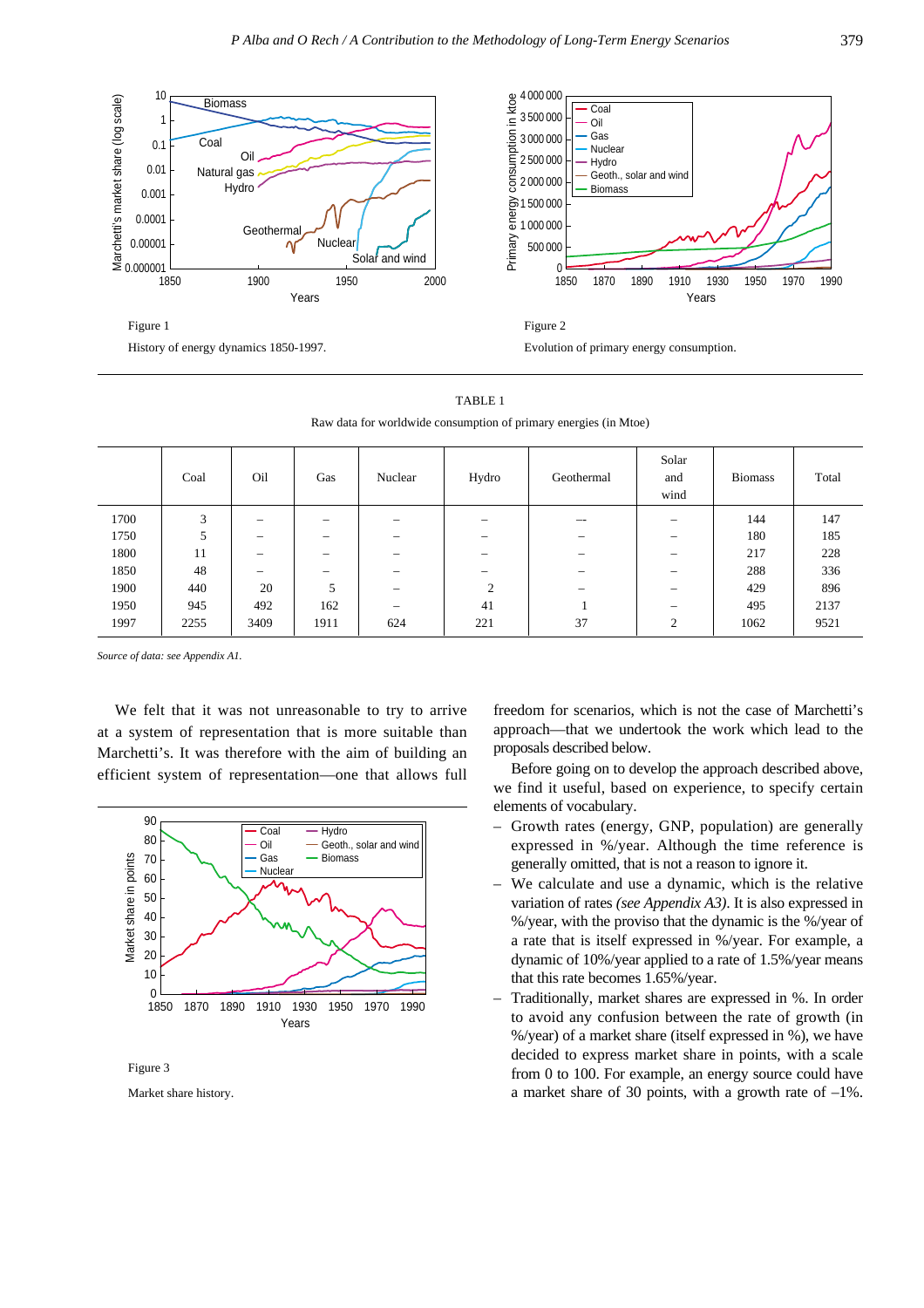10
1
0.1
0.01
0.001
0.0001
0.00001
0.000001
Marchetti's market share (log scale)
Biomass
Coal
Oil
Natural gas
Hydro
Geothermal
Nuclear
Solar and wind
1850
1900
1950
2000
Years

Figure 1

History of energy dynamics 1850-1997.

4 000 000
3 500 000
3 000 000
2 500 000
2 000 000
1 500 000
1 000 000
500 000
0
Primary energy consumption in ktoe
Coal
Oil
Gas
Nuclear
Hydro
Geoth., solar and wind
Biomass
1850
1870
1890
1910
1930
1950
1970
1990
Years

Figure 2

Evolution of primary energy consumption.

TABLE 1

Raw data for worldwide consumption of primary energies (in Mtoe)

| | Coal | Oil | Gas | Nuclear | Hydro | Geothermal | Solar and wind | Biomass | Total |
|---|---|---|---|---|---|---|---|---|---|
| 1700 | 3 | – | – | – | – | –– | – | 144 | 147 |
| 1750 | 5 | – | – | – | – | – | – | 180 | 185 |
| 1800 | 11 | – | – | – | – | – | – | 217 | 228 |
| 1850 | 48 | – | – | – | – | – | – | 288 | 336 |
| 1900 | 440 | 20 | 5 | – | 2 | – | – | 429 | 896 |
| 1950 | 945 | 492 | 162 | – | 41 | 1 | – | 495 | 2137 |
| 1997 | 2255 | 3409 | 1911 | 624 | 221 | 37 | 2 | 1062 | 9521 |

*Source of data: see Appendix A1.*

We felt that it was not unreasonable to try to arrive at a system of representation that is more suitable than Marchetti's. It was therefore with the aim of building an efficient system of representation—one that allows full freedom for scenarios, which is not the case of Marchetti's approach—that we undertook the work which lead to the proposals described below.

90
80
70
60
50
40
30
20
10
0
Market share in points
Coal
Oil
Gas
Nuclear
Hydro
Geoth., solar and wind
Biomass
1850
1870
1890
1910
1930
1950
1970
1990
Years

Figure 3

Market share history.

Before going on to develop the approach described above, we find it useful, based on experience, to specify certain elements of vocabulary.

- Growth rates (energy, GNP, population) are generally expressed in %/year. Although the time reference is generally omitted, that is not a reason to ignore it.
- We calculate and use a dynamic, which is the relative variation of rates *(see Appendix A3)*. It is also expressed in %/year, with the proviso that the dynamic is the %/year of a rate that is itself expressed in %/year. For example, a dynamic of 10%/year applied to a rate of 1.5%/year means that this rate becomes 1.65%/year.
- Traditionally, market shares are expressed in %. In order to avoid any confusion between the rate of growth (in %/year) of a market share (itself expressed in %), we have decided to express market share in points, with a scale from 0 to 100. For example, an energy source could have a market share of 30 points, with a growth rate of –1%.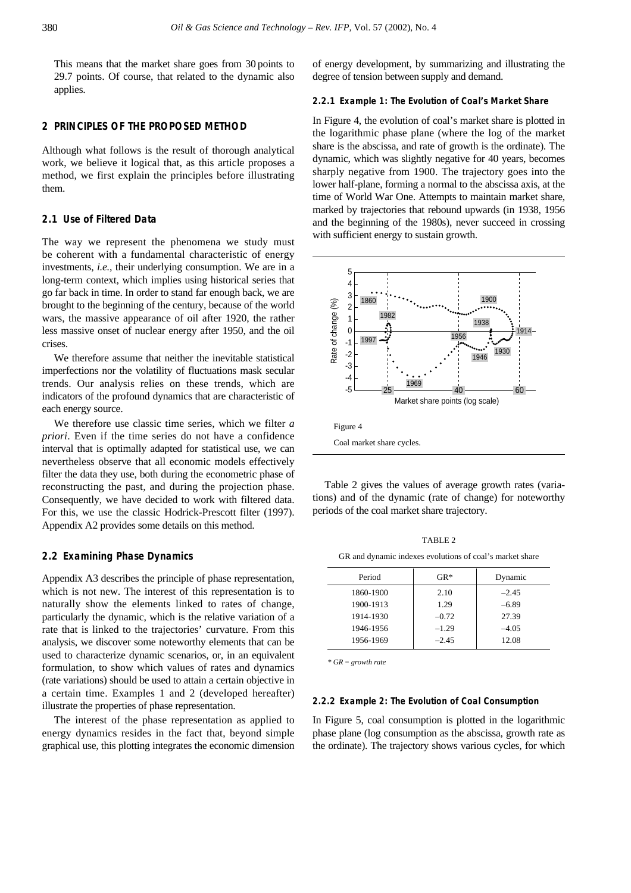This means that the market share goes from 30 points to 29.7 points. Of course, that related to the dynamic also applies.

## 2 PRINCIPLES OF THE PROPOSED METHOD

Although what follows is the result of thorough analytical work, we believe it logical that, as this article proposes a method, we first explain the principles before illustrating them.

### 2.1 Use of Filtered Data

The way we represent the phenomena we study must be coherent with a fundamental characteristic of energy investments, *i.e.*, their underlying consumption. We are in a long-term context, which implies using historical series that go far back in time. In order to stand far enough back, we are brought to the beginning of the century, because of the world wars, the massive appearance of oil after 1920, the rather less massive onset of nuclear energy after 1950, and the oil crises.

We therefore assume that neither the inevitable statistical imperfections nor the volatility of fluctuations mask secular trends. Our analysis relies on these trends, which are indicators of the profound dynamics that are characteristic of each energy source.

We therefore use classic time series, which we filter *a priori*. Even if the time series do not have a confidence interval that is optimally adapted for statistical use, we can nevertheless observe that all economic models effectively filter the data they use, both during the econometric phase of reconstructing the past, and during the projection phase. Consequently, we have decided to work with filtered data. For this, we use the classic Hodrick-Prescott filter (1997). Appendix A2 provides some details on this method.

### 2.2 Examining Phase Dynamics

Appendix A3 describes the principle of phase representation, which is not new. The interest of this representation is to naturally show the elements linked to rates of change, particularly the dynamic, which is the relative variation of a rate that is linked to the trajectories' curvature. From this analysis, we discover some noteworthy elements that can be used to characterize dynamic scenarios, or, in an equivalent formulation, to show which values of rates and dynamics (rate variations) should be used to attain a certain objective in a certain time. Examples 1 and 2 (developed hereafter) illustrate the properties of phase representation.

The interest of the phase representation as applied to energy dynamics resides in the fact that, beyond simple graphical use, this plotting integrates the economic dimension of energy development, by summarizing and illustrating the degree of tension between supply and demand.

#### 2.2.1 Example 1: The Evolution of Coal's Market Share

In Figure 4, the evolution of coal's market share is plotted in the logarithmic phase plane (where the log of the market share is the abscissa, and rate of growth is the ordinate). The dynamic, which was slightly negative for 40 years, becomes sharply negative from 1900. The trajectory goes into the lower half-plane, forming a normal to the abscissa axis, at the time of World War One. Attempts to maintain market share, marked by trajectories that rebound upwards (in 1938, 1956 and the beginning of the 1980s), never succeed in crossing with sufficient energy to sustain growth.

Rate of change (%)

5
4
3
2
1
0
-1
-2
-3
-4
-5

25
40
60

Market share points (log scale)

1860
1900
1982
1938
1914
1956
1997
1930
1946
1969

Figure 4

Coal market share cycles.

Table 2 gives the values of average growth rates (variations) and of the dynamic (rate of change) for noteworthy periods of the coal market share trajectory.

TABLE 2

GR and dynamic indexes evolutions of coal's market share

| Period | GR* | Dynamic |
|---|---|---|
| 1860-1900 | 2.10 | –2.45 |
| 1900-1913 | 1.29 | –6.89 |
| 1914-1930 | –0.72 | 27.39 |
| 1946-1956 | –1.29 | –4.05 |
| 1956-1969 | –2.45 | 12.08 |

*\* GR = growth rate*

#### 2.2.2 Example 2: The Evolution of Coal Consumption

In Figure 5, coal consumption is plotted in the logarithmic phase plane (log consumption as the abscissa, growth rate as the ordinate). The trajectory shows various cycles, for which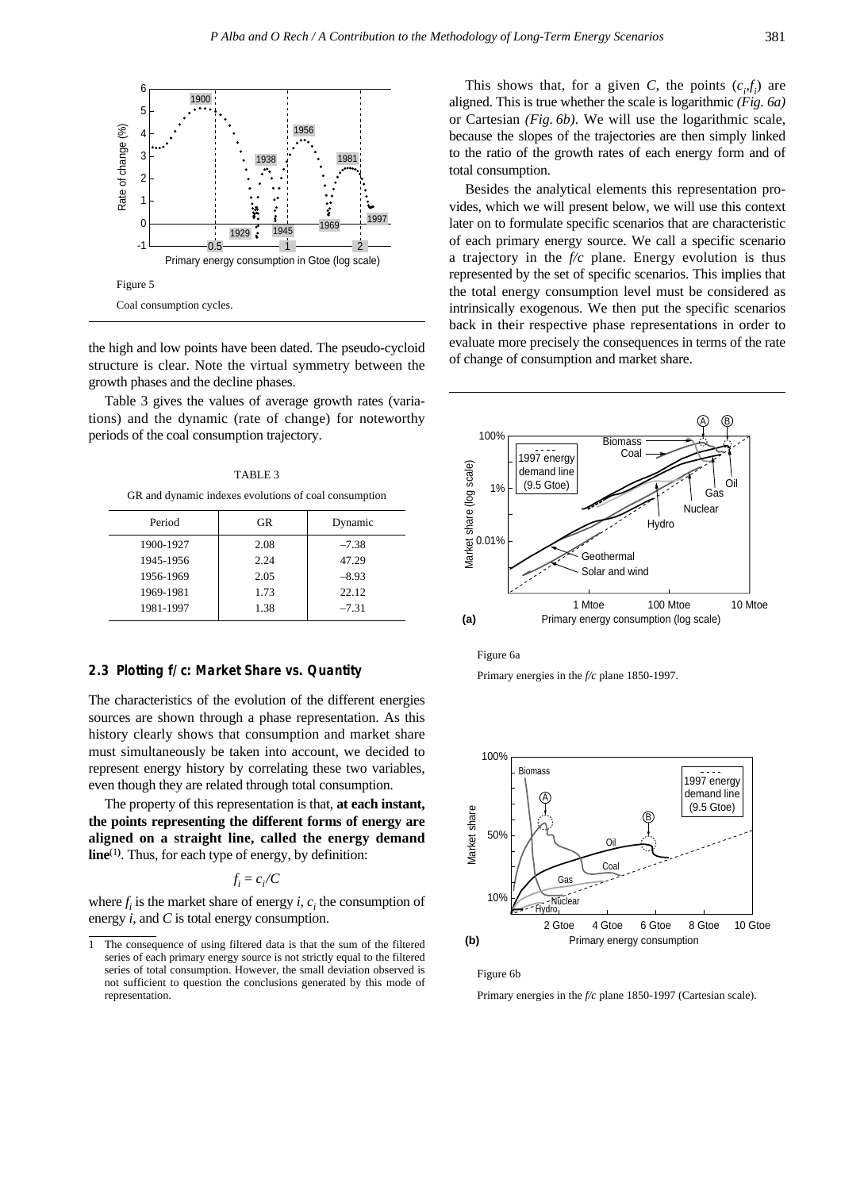6
5
4
3
2
1
0
-1
Rate of change (%)
1900
1938
1956
1981
1929
1945
1969
1997
0.5
1
2
Primary energy consumption in Gtoe (log scale)

Figure 5

Coal consumption cycles.

the high and low points have been dated. The pseudo-cycloid structure is clear. Note the virtual symmetry between the growth phases and the decline phases.

Table 3 gives the values of average growth rates (variations) and the dynamic (rate of change) for noteworthy periods of the coal consumption trajectory.

TABLE 3

GR and dynamic indexes evolutions of coal consumption

| Period | GR | Dynamic |
|---|---|---|
| 1900-1927 | 2.08 | –7.38 |
| 1945-1956 | 2.24 | 47.29 |
| 1956-1969 | 2.05 | –8.93 |
| 1969-1981 | 1.73 | 22.12 |
| 1981-1997 | 1.38 | –7.31 |

## 2.3 Plotting f/c: Market Share vs. Quantity

The characteristics of the evolution of the different energies sources are shown through a phase representation. As this history clearly shows that consumption and market share must simultaneously be taken into account, we decided to represent energy history by correlating these two variables, even though they are related through total consumption.

The property of this representation is that, **at each instant, the points representing the different forms of energy are aligned on a straight line, called the energy demand line**[1]. Thus, for each type of energy, by definition:

$$f_i = c_i/C$$

where $f_i$ is the market share of energy $i$, $c_i$ the consumption of energy $i$, and $C$ is total energy consumption.

This shows that, for a given $C$, the points $(c_i, f_i)$ are aligned. This is true whether the scale is logarithmic *(Fig. 6a)* or Cartesian *(Fig. 6b)*. We will use the logarithmic scale, because the slopes of the trajectories are then simply linked to the ratio of the growth rates of each energy form and of total consumption.

Besides the analytical elements this representation provides, which we will present below, we will use this context later on to formulate specific scenarios that are characteristic of each primary energy source. We call a specific scenario a trajectory in the *f/c* plane. Energy evolution is thus represented by the set of specific scenarios. This implies that the total energy consumption level must be considered as intrinsically exogenous. We then put the specific scenarios back in their respective phase representations in order to evaluate more precisely the consequences in terms of the rate of change of consumption and market share.

(a)
100%
1%
0.01%
Market share (log scale)
1997 energy demand line (9.5 Gtoe)
A
B
Biomass
Coal
Oil
Gas
Nuclear
Hydro
Geothermal
Solar and wind
1 Mtoe
100 Mtoe
10 Mtoe
Primary energy consumption (log scale)

Figure 6a

Primary energies in the *f/c* plane 1850-1997.

(b)
100%
50%
10%
Market share
Biomass
A
B
1997 energy demand line (9.5 Gtoe)
Oil
Coal
Gas
Nuclear
Hydro
2 Gtoe
4 Gtoe
6 Gtoe
8 Gtoe
10 Gtoe
Primary energy consumption

Figure 6b

Primary energies in the *f/c* plane 1850-1997 (Cartesian scale).

1 The consequence of using filtered data is that the sum of the filtered series of each primary energy source is not strictly equal to the filtered series of total consumption. However, the small deviation observed is not sufficient to question the conclusions generated by this mode of representation.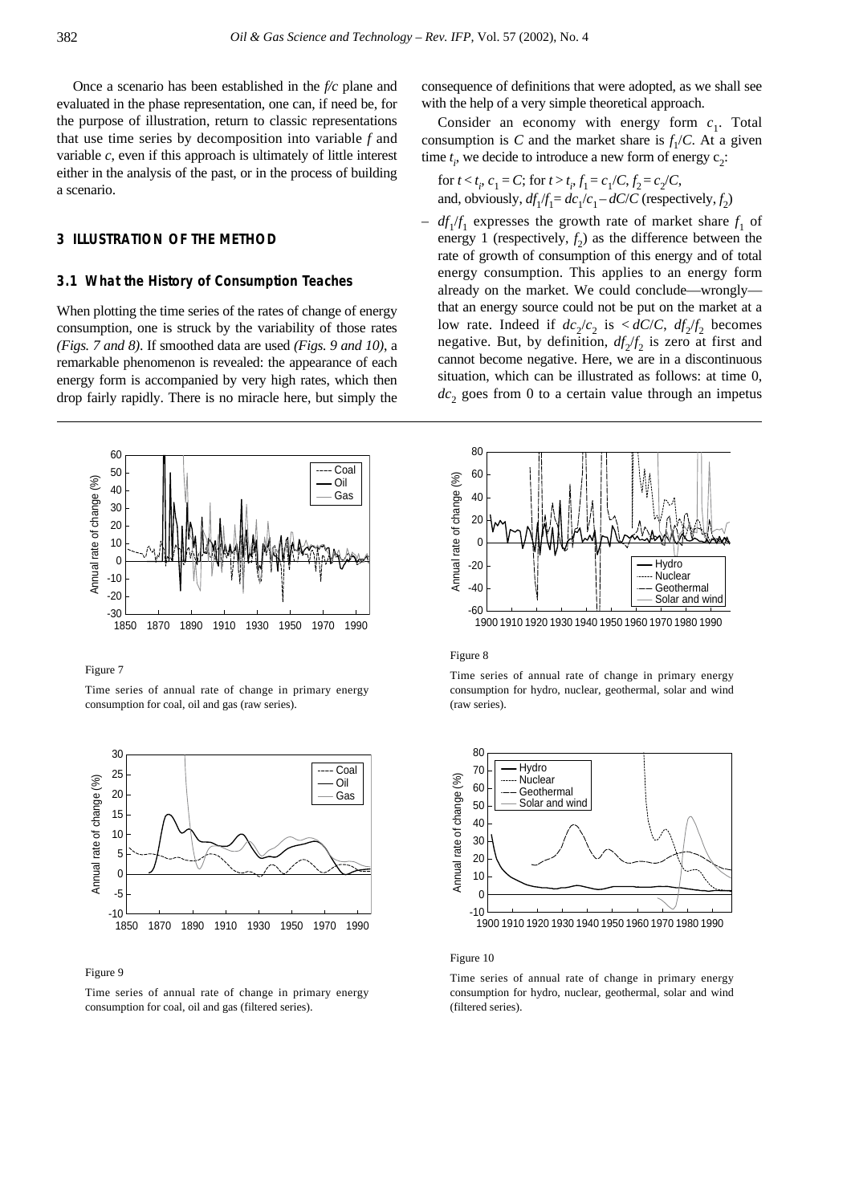Once a scenario has been established in the *f/c* plane and evaluated in the phase representation, one can, if need be, for the purpose of illustration, return to classic representations that use time series by decomposition into variable *f* and variable *c*, even if this approach is ultimately of little interest either in the analysis of the past, or in the process of building a scenario.

## 3 ILLUSTRATION OF THE METHOD

### 3.1 What the History of Consumption Teaches

When plotting the time series of the rates of change of energy consumption, one is struck by the variability of those rates *(Figs. 7 and 8)*. If smoothed data are used *(Figs. 9 and 10)*, a remarkable phenomenon is revealed: the appearance of each energy form is accompanied by very high rates, which then drop fairly rapidly. There is no miracle here, but simply the consequence of definitions that were adopted, as we shall see with the help of a very simple theoretical approach.

Consider an economy with energy form $c_1$. Total consumption is $C$ and the market share is $f_1/C$. At a given time $t_i$, we decide to introduce a new form of energy $c_2$:

for $t < t_i$, $c_1 = C$; for $t > t_i$, $f_1 = c_1/C$, $f_2 = c_2/C$,
and, obviously, $df_1/f_1 = dc_1/c_1 - dC/C$ (respectively, $f_2$)

– $df_1/f_1$ expresses the growth rate of market share $f_1$ of energy 1 (respectively, $f_2$) as the difference between the rate of growth of consumption of this energy and of total energy consumption. This applies to an energy form already on the market. We could conclude—wrongly—that an energy source could not be put on the market at a low rate. Indeed if $dc_2/c_2$ is $< dC/C$, $df_2/f_2$ becomes negative. But, by definition, $df_2/f_2$ is zero at first and cannot become negative. Here, we are in a discontinuous situation, which can be illustrated as follows: at time 0, $dc_2$ goes from 0 to a certain value through an impetus

Figure 7

Time series of annual rate of change in primary energy consumption for coal, oil and gas (raw series).

Figure 8

Time series of annual rate of change in primary energy consumption for hydro, nuclear, geothermal, solar and wind (raw series).

Figure 9

Time series of annual rate of change in primary energy consumption for coal, oil and gas (filtered series).

Figure 10

Time series of annual rate of change in primary energy consumption for hydro, nuclear, geothermal, solar and wind (filtered series).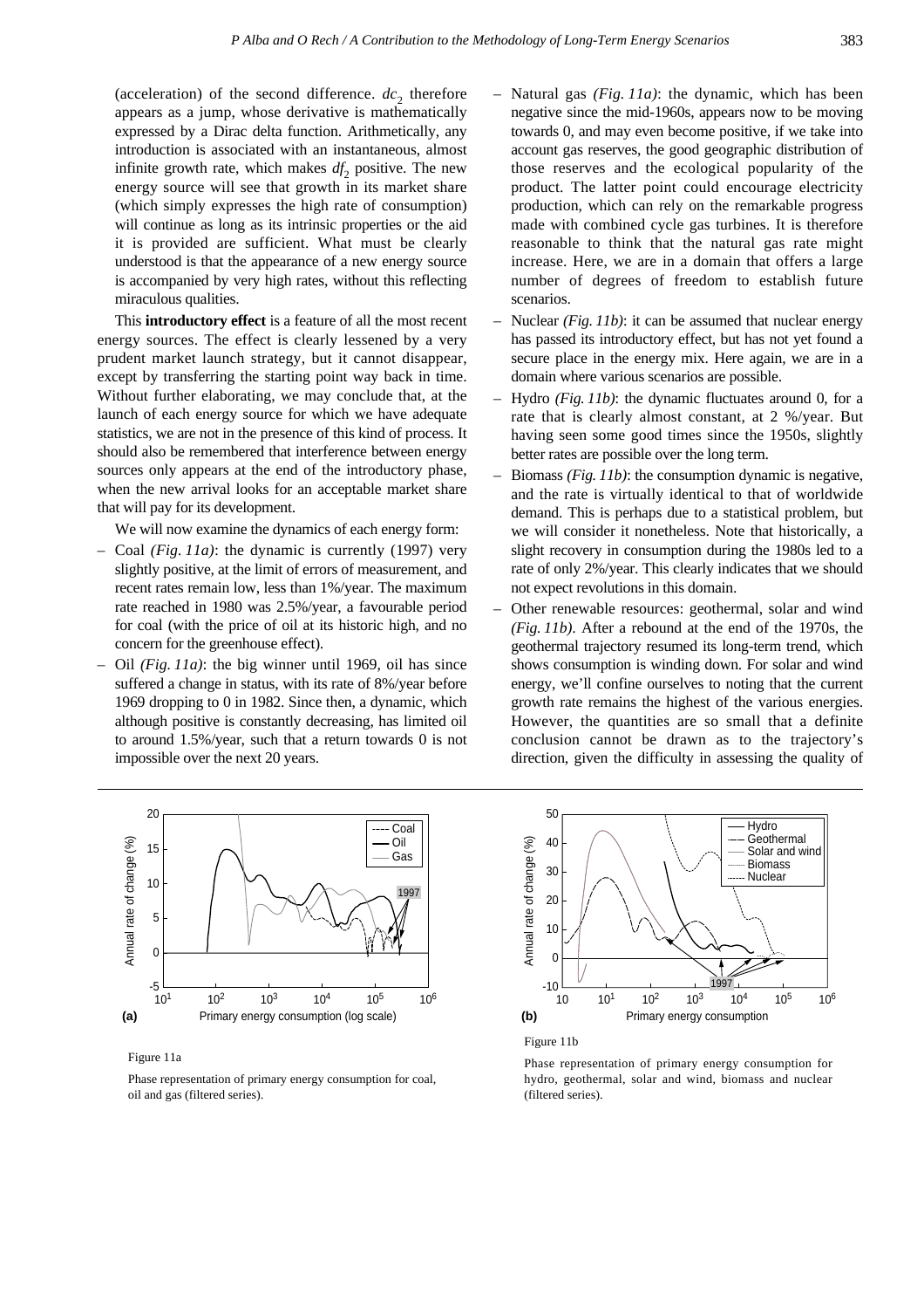(acceleration) of the second difference. $dc_2$ therefore appears as a jump, whose derivative is mathematically expressed by a Dirac delta function. Arithmetically, any introduction is associated with an instantaneous, almost infinite growth rate, which makes $df_2$ positive. The new energy source will see that growth in its market share (which simply expresses the high rate of consumption) will continue as long as its intrinsic properties or the aid it is provided are sufficient. What must be clearly understood is that the appearance of a new energy source is accompanied by very high rates, without this reflecting miraculous qualities.

This **introductory effect** is a feature of all the most recent energy sources. The effect is clearly lessened by a very prudent market launch strategy, but it cannot disappear, except by transferring the starting point way back in time. Without further elaborating, we may conclude that, at the launch of each energy source for which we have adequate statistics, we are not in the presence of this kind of process. It should also be remembered that interference between energy sources only appears at the end of the introductory phase, when the new arrival looks for an acceptable market share that will pay for its development.

We will now examine the dynamics of each energy form:

- Coal *(Fig. 11a)*: the dynamic is currently (1997) very slightly positive, at the limit of errors of measurement, and recent rates remain low, less than 1%/year. The maximum rate reached in 1980 was 2.5%/year, a favourable period for coal (with the price of oil at its historic high, and no concern for the greenhouse effect).
- Oil *(Fig. 11a)*: the big winner until 1969, oil has since suffered a change in status, with its rate of 8%/year before 1969 dropping to 0 in 1982. Since then, a dynamic, which although positive is constantly decreasing, has limited oil to around 1.5%/year, such that a return towards 0 is not impossible over the next 20 years.
- Natural gas *(Fig. 11a)*: the dynamic, which has been negative since the mid-1960s, appears now to be moving towards 0, and may even become positive, if we take into account gas reserves, the good geographic distribution of those reserves and the ecological popularity of the product. The latter point could encourage electricity production, which can rely on the remarkable progress made with combined cycle gas turbines. It is therefore reasonable to think that the natural gas rate might increase. Here, we are in a domain that offers a large number of degrees of freedom to establish future scenarios.
- Nuclear *(Fig. 11b)*: it can be assumed that nuclear energy has passed its introductory effect, but has not yet found a secure place in the energy mix. Here again, we are in a domain where various scenarios are possible.
- Hydro *(Fig. 11b)*: the dynamic fluctuates around 0, for a rate that is clearly almost constant, at 2 %/year. But having seen some good times since the 1950s, slightly better rates are possible over the long term.
- Biomass *(Fig. 11b)*: the consumption dynamic is negative, and the rate is virtually identical to that of worldwide demand. This is perhaps due to a statistical problem, but we will consider it nonetheless. Note that historically, a slight recovery in consumption during the 1980s led to a rate of only 2%/year. This clearly indicates that we should not expect revolutions in this domain.
- Other renewable resources: geothermal, solar and wind *(Fig. 11b)*. After a rebound at the end of the 1970s, the geothermal trajectory resumed its long-term trend, which shows consumption is winding down. For solar and wind energy, we'll confine ourselves to noting that the current growth rate remains the highest of the various energies. However, the quantities are so small that a definite conclusion cannot be drawn as to the trajectory's direction, given the difficulty in assessing the quality of

(a)
Annual rate of change (%)
20
15
10
5
0
-5
$10^1$ $10^2$ $10^3$ $10^4$ $10^5$ $10^6$
Primary energy consumption (log scale)
Coal
Oil
Gas
1997

Figure 11a

Phase representation of primary energy consumption for coal, oil and gas (filtered series).

(b)
Annual rate of change (%)
50
40
30
20
10
0
-10
10 $10^1$ $10^2$ $10^3$ $10^4$ $10^5$ $10^6$
Primary energy consumption
Hydro
Geothermal
Solar and wind
Biomass
Nuclear
1997

Figure 11b

Phase representation of primary energy consumption for hydro, geothermal, solar and wind, biomass and nuclear (filtered series).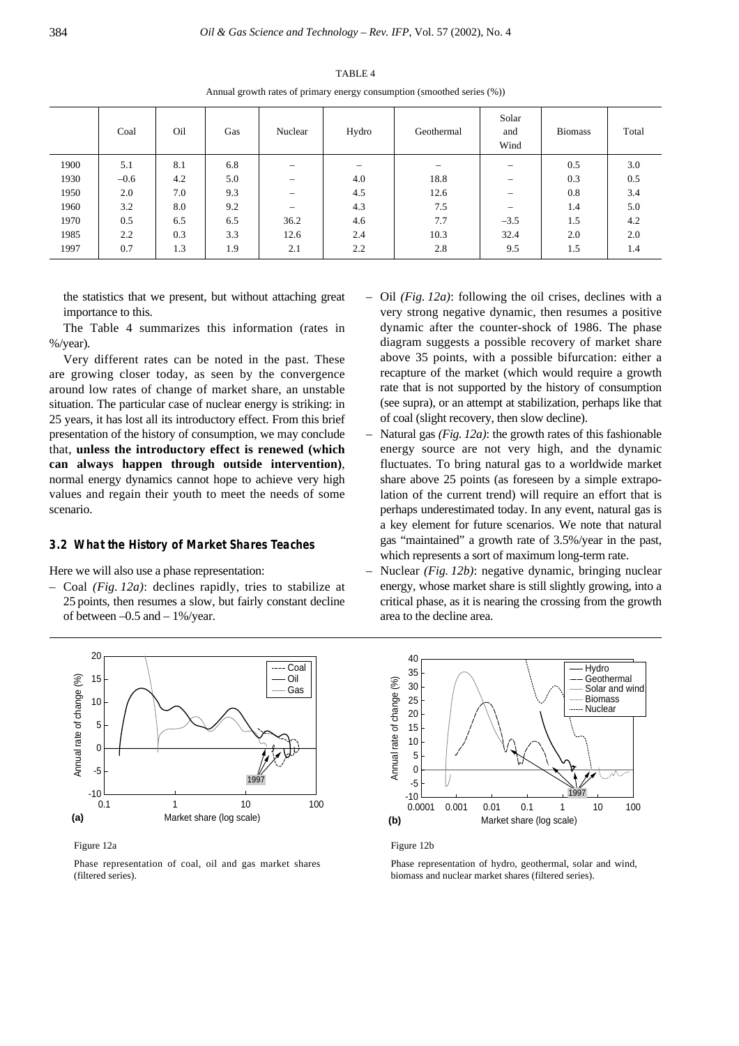TABLE 4

Annual growth rates of primary energy consumption (smoothed series (%))

| | Coal | Oil | Gas | Nuclear | Hydro | Geothermal | Solar and Wind | Biomass | Total |
|---|---|---|---|---|---|---|---|---|---|
| 1900 | 5.1 | 8.1 | 6.8 | – | – | – | – | 0.5 | 3.0 |
| 1930 | –0.6 | 4.2 | 5.0 | – | 4.0 | 18.8 | – | 0.3 | 0.5 |
| 1950 | 2.0 | 7.0 | 9.3 | – | 4.5 | 12.6 | – | 0.8 | 3.4 |
| 1960 | 3.2 | 8.0 | 9.2 | – | 4.3 | 7.5 | – | 1.4 | 5.0 |
| 1970 | 0.5 | 6.5 | 6.5 | 36.2 | 4.6 | 7.7 | –3.5 | 1.5 | 4.2 |
| 1985 | 2.2 | 0.3 | 3.3 | 12.6 | 2.4 | 10.3 | 32.4 | 2.0 | 2.0 |
| 1997 | 0.7 | 1.3 | 1.9 | 2.1 | 2.2 | 2.8 | 9.5 | 1.5 | 1.4 |

the statistics that we present, but without attaching great importance to this.

The Table 4 summarizes this information (rates in %/year).

Very different rates can be noted in the past. These are growing closer today, as seen by the convergence around low rates of change of market share, an unstable situation. The particular case of nuclear energy is striking: in 25 years, it has lost all its introductory effect. From this brief presentation of the history of consumption, we may conclude that, **unless the introductory effect is renewed (which can always happen through outside intervention)**, normal energy dynamics cannot hope to achieve very high values and regain their youth to meet the needs of some scenario.

### 3.2 What the History of Market Shares Teaches

Here we will also use a phase representation:

- Coal *(Fig. 12a)*: declines rapidly, tries to stabilize at 25 points, then resumes a slow, but fairly constant decline of between –0.5 and – 1%/year.
- Oil *(Fig. 12a)*: following the oil crises, declines with a very strong negative dynamic, then resumes a positive dynamic after the counter-shock of 1986. The phase diagram suggests a possible recovery of market share above 35 points, with a possible bifurcation: either a recapture of the market (which would require a growth rate that is not supported by the history of consumption (see supra), or an attempt at stabilization, perhaps like that of coal (slight recovery, then slow decline).
- Natural gas *(Fig. 12a)*: the growth rates of this fashionable energy source are not very high, and the dynamic fluctuates. To bring natural gas to a worldwide market share above 25 points (as foreseen by a simple extrapolation of the current trend) will require an effort that is perhaps underestimated today. In any event, natural gas is a key element for future scenarios. We note that natural gas "maintained" a growth rate of 3.5%/year in the past, which represents a sort of maximum long-term rate.
- Nuclear *(Fig. 12b)*: negative dynamic, bringing nuclear energy, whose market share is still slightly growing, into a critical phase, as it is nearing the crossing from the growth area to the decline area.

Annual rate of change (%)
Market share (log scale)
Coal
Oil
Gas
1997
(a)

Figure 12a

Phase representation of coal, oil and gas market shares (filtered series).

Annual rate of change (%)
Market share (log scale)
Hydro
Geothermal
Solar and wind
Biomass
Nuclear
1997
(b)

Figure 12b

Phase representation of hydro, geothermal, solar and wind, biomass and nuclear market shares (filtered series).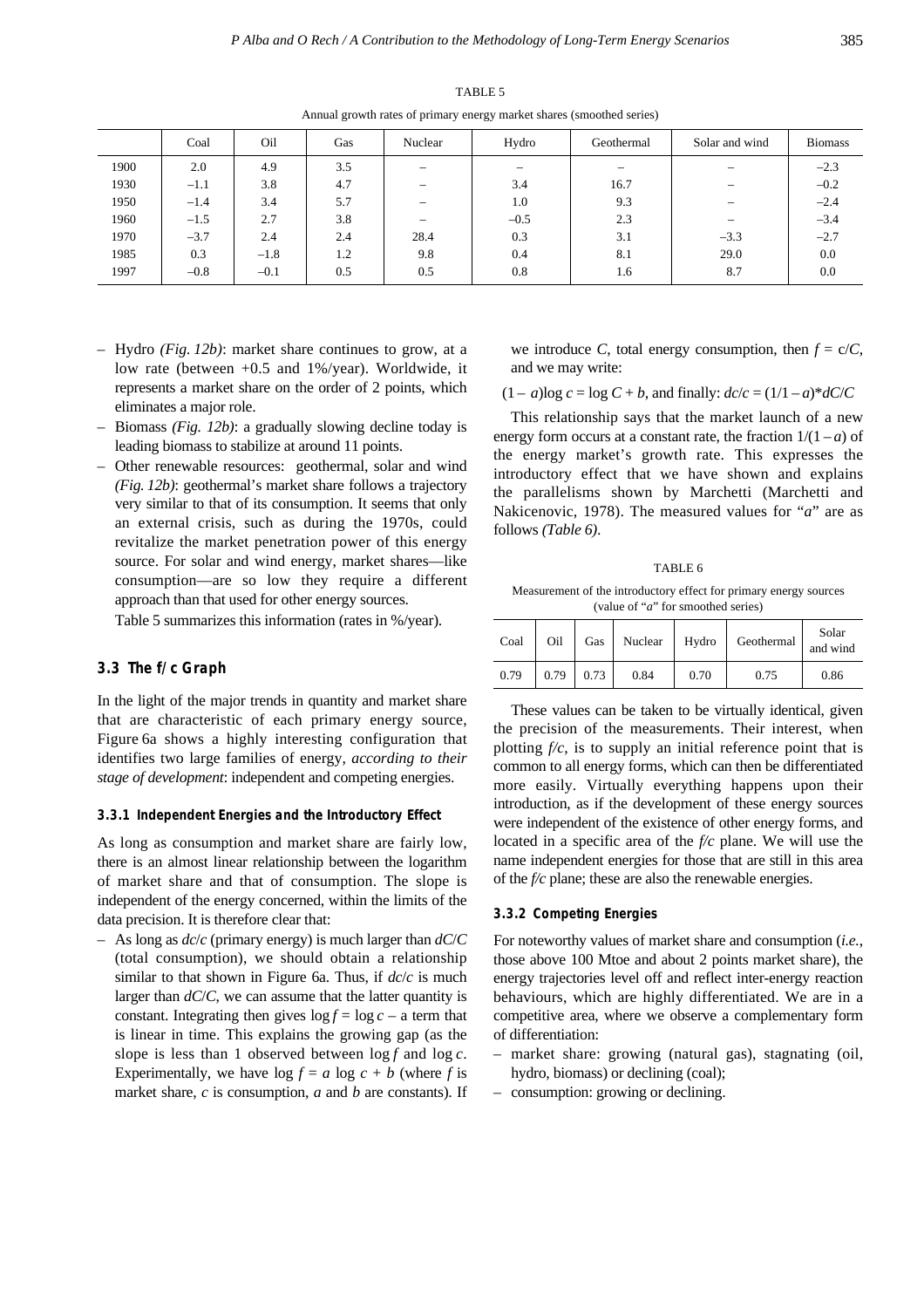TABLE 5

Annual growth rates of primary energy market shares (smoothed series)

| | Coal | Oil | Gas | Nuclear | Hydro | Geothermal | Solar and wind | Biomass |
|---|---|---|---|---|---|---|---|---|
| 1900 | 2.0 | 4.9 | 3.5 | – | – | – | – | –2.3 |
| 1930 | –1.1 | 3.8 | 4.7 | – | 3.4 | 16.7 | – | –0.2 |
| 1950 | –1.4 | 3.4 | 5.7 | – | 1.0 | 9.3 | – | –2.4 |
| 1960 | –1.5 | 2.7 | 3.8 | – | –0.5 | 2.3 | – | –3.4 |
| 1970 | –3.7 | 2.4 | 2.4 | 28.4 | 0.3 | 3.1 | –3.3 | –2.7 |
| 1985 | 0.3 | –1.8 | 1.2 | 9.8 | 0.4 | 8.1 | 29.0 | 0.0 |
| 1997 | –0.8 | –0.1 | 0.5 | 0.5 | 0.8 | 1.6 | 8.7 | 0.0 |

- Hydro *(Fig. 12b)*: market share continues to grow, at a low rate (between +0.5 and 1%/year). Worldwide, it represents a market share on the order of 2 points, which eliminates a major role.
- Biomass *(Fig. 12b)*: a gradually slowing decline today is leading biomass to stabilize at around 11 points.
- Other renewable resources: geothermal, solar and wind *(Fig. 12b)*: geothermal's market share follows a trajectory very similar to that of its consumption. It seems that only an external crisis, such as during the 1970s, could revitalize the market penetration power of this energy source. For solar and wind energy, market shares—like consumption—are so low they require a different approach than that used for other energy sources.

Table 5 summarizes this information (rates in %/year).

### 3.3 The f/c Graph

In the light of the major trends in quantity and market share that are characteristic of each primary energy source, Figure 6a shows a highly interesting configuration that identifies two large families of energy, *according to their stage of development*: independent and competing energies.

#### 3.3.1 Independent Energies and the Introductory Effect

As long as consumption and market share are fairly low, there is an almost linear relationship between the logarithm of market share and that of consumption. The slope is independent of the energy concerned, within the limits of the data precision. It is therefore clear that:

- As long as $dc/c$ (primary energy) is much larger than $dC/C$ (total consumption), we should obtain a relationship similar to that shown in Figure 6a. Thus, if $dc/c$ is much larger than $dC/C$, we can assume that the latter quantity is constant. Integrating then gives $\log f = \log c$ – a term that is linear in time. This explains the growing gap (as the slope is less than 1 observed between $\log f$ and $\log c$. Experimentally, we have $\log f = a \log c + b$ (where $f$ is market share, $c$ is consumption, $a$ and $b$ are constants). If we introduce $C$, total energy consumption, then $f = c/C$, and we may write:

$$(1 - a)\log c = \log C + b, \text{ and finally: } dc/c = (1/1 - a)^* dC/C$$

This relationship says that the market launch of a new energy form occurs at a constant rate, the fraction $1/(1 - a)$ of the energy market's growth rate. This expresses the introductory effect that we have shown and explains the parallelisms shown by Marchetti (Marchetti and Nakicenovic, 1978). The measured values for "*a*" are as follows *(Table 6)*.

TABLE 6

Measurement of the introductory effect for primary energy sources (value of "*a*" for smoothed series)

| Coal | Oil | Gas | Nuclear | Hydro | Geothermal | Solar and wind |
|---|---|---|---|---|---|---|
| 0.79 | 0.79 | 0.73 | 0.84 | 0.70 | 0.75 | 0.86 |

These values can be taken to be virtually identical, given the precision of the measurements. Their interest, when plotting *f/c*, is to supply an initial reference point that is common to all energy forms, which can then be differentiated more easily. Virtually everything happens upon their introduction, as if the development of these energy sources were independent of the existence of other energy forms, and located in a specific area of the *f/c* plane. We will use the name independent energies for those that are still in this area of the *f/c* plane; these are also the renewable energies.

#### 3.3.2 Competing Energies

For noteworthy values of market share and consumption (*i.e.*, those above 100 Mtoe and about 2 points market share), the energy trajectories level off and reflect inter-energy reaction behaviours, which are highly differentiated. We are in a competitive area, where we observe a complementary form of differentiation:

- market share: growing (natural gas), stagnating (oil, hydro, biomass) or declining (coal);
- consumption: growing or declining.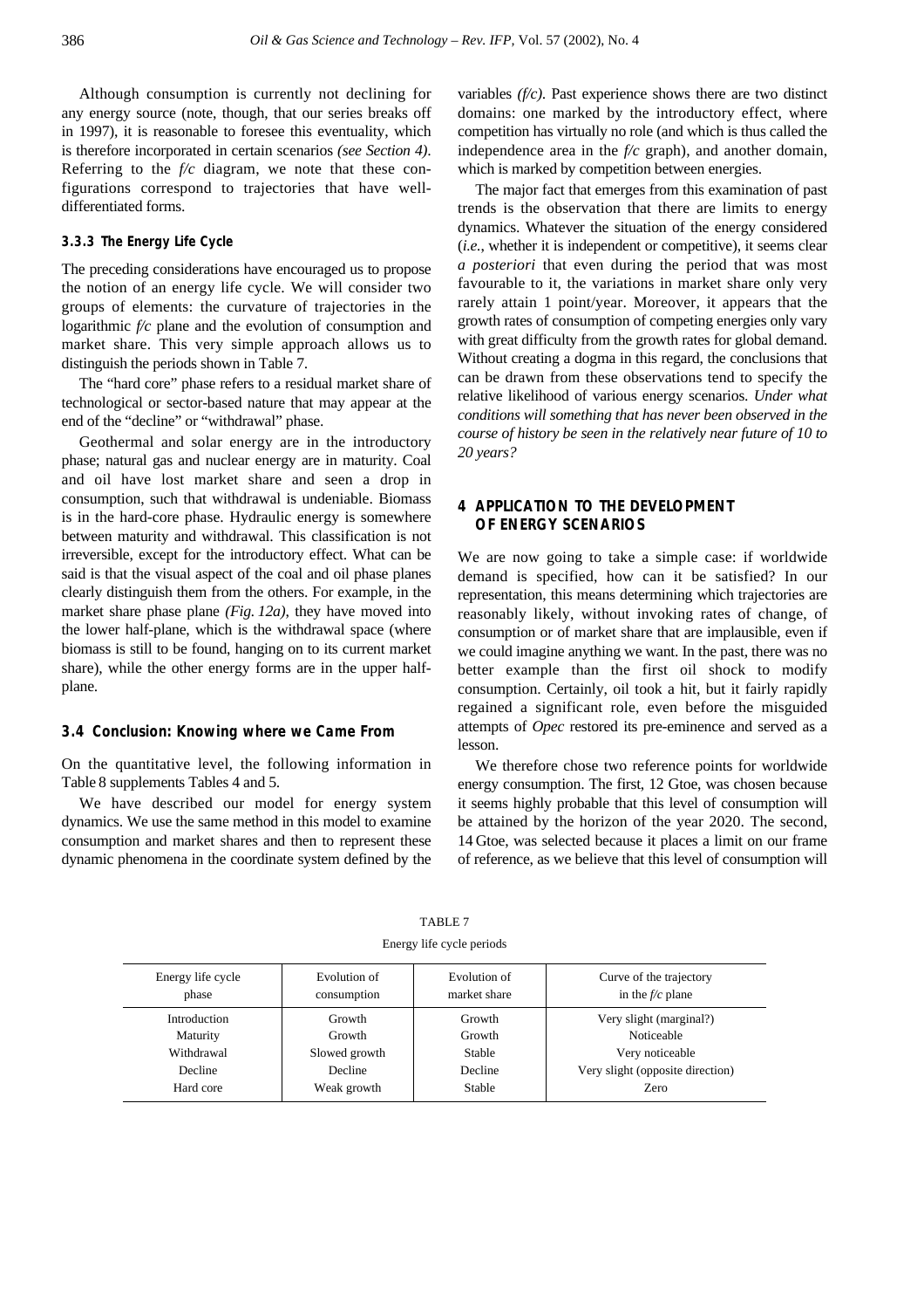Although consumption is currently not declining for any energy source (note, though, that our series breaks off in 1997), it is reasonable to foresee this eventuality, which is therefore incorporated in certain scenarios *(see Section 4)*. Referring to the *f/c* diagram, we note that these configurations correspond to trajectories that have well-differentiated forms.

#### 3.3.3 The Energy Life Cycle

The preceding considerations have encouraged us to propose the notion of an energy life cycle. We will consider two groups of elements: the curvature of trajectories in the logarithmic *f/c* plane and the evolution of consumption and market share. This very simple approach allows us to distinguish the periods shown in Table 7.

The "hard core" phase refers to a residual market share of technological or sector-based nature that may appear at the end of the "decline" or "withdrawal" phase.

Geothermal and solar energy are in the introductory phase; natural gas and nuclear energy are in maturity. Coal and oil have lost market share and seen a drop in consumption, such that withdrawal is undeniable. Biomass is in the hard-core phase. Hydraulic energy is somewhere between maturity and withdrawal. This classification is not irreversible, except for the introductory effect. What can be said is that the visual aspect of the coal and oil phase planes clearly distinguish them from the others. For example, in the market share phase plane *(Fig. 12a)*, they have moved into the lower half-plane, which is the withdrawal space (where biomass is still to be found, hanging on to its current market share), while the other energy forms are in the upper half-plane.

### 3.4 Conclusion: Knowing where we Came From

On the quantitative level, the following information in Table 8 supplements Tables 4 and 5.

We have described our model for energy system dynamics. We use the same method in this model to examine consumption and market shares and then to represent these dynamic phenomena in the coordinate system defined by the variables *(f/c)*. Past experience shows there are two distinct domains: one marked by the introductory effect, where competition has virtually no role (and which is thus called the independence area in the *f/c* graph), and another domain, which is marked by competition between energies.

The major fact that emerges from this examination of past trends is the observation that there are limits to energy dynamics. Whatever the situation of the energy considered (*i.e.*, whether it is independent or competitive), it seems clear *a posteriori* that even during the period that was most favourable to it, the variations in market share only very rarely attain 1 point/year. Moreover, it appears that the growth rates of consumption of competing energies only vary with great difficulty from the growth rates for global demand. Without creating a dogma in this regard, the conclusions that can be drawn from these observations tend to specify the relative likelihood of various energy scenarios. *Under what conditions will something that has never been observed in the course of history be seen in the relatively near future of 10 to 20 years?*

## 4 APPLICATION TO THE DEVELOPMENT OF ENERGY SCENARIOS

We are now going to take a simple case: if worldwide demand is specified, how can it be satisfied? In our representation, this means determining which trajectories are reasonably likely, without invoking rates of change, of consumption or of market share that are implausible, even if we could imagine anything we want. In the past, there was no better example than the first oil shock to modify consumption. Certainly, oil took a hit, but it fairly rapidly regained a significant role, even before the misguided attempts of *Opec* restored its pre-eminence and served as a lesson.

We therefore chose two reference points for worldwide energy consumption. The first, 12 Gtoe, was chosen because it seems highly probable that this level of consumption will be attained by the horizon of the year 2020. The second, 14 Gtoe, was selected because it places a limit on our frame of reference, as we believe that this level of consumption will

TABLE 7

Energy life cycle periods

| Energy life cycle phase | Evolution of consumption | Evolution of market share | Curve of the trajectory in the *f/c* plane |
|---|---|---|---|
| Introduction | Growth | Growth | Very slight (marginal?) |
| Maturity | Growth | Growth | Noticeable |
| Withdrawal | Slowed growth | Stable | Very noticeable |
| Decline | Decline | Decline | Very slight (opposite direction) |
| Hard core | Weak growth | Stable | Zero |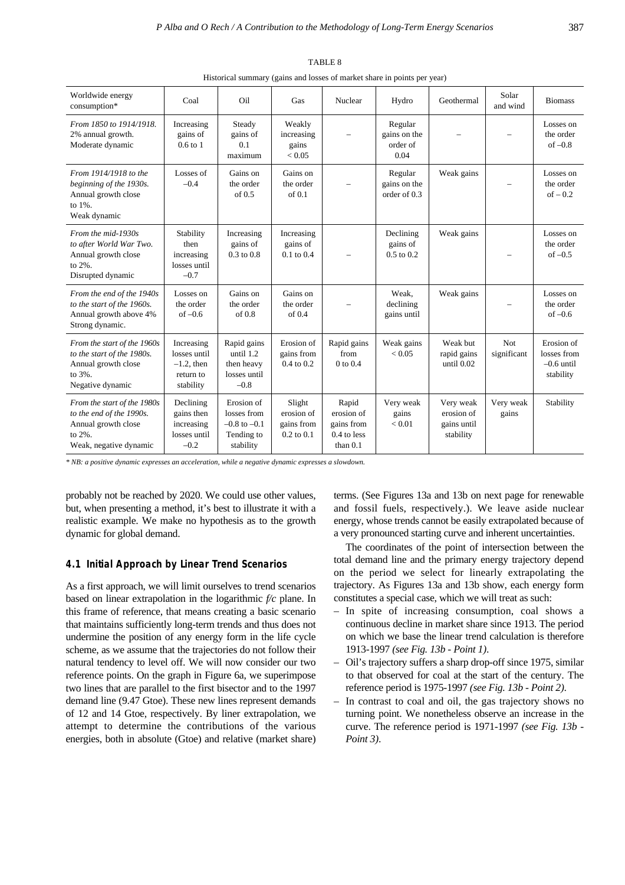TABLE 8

Historical summary (gains and losses of market share in points per year)

| Worldwide energy consumption* | Coal | Oil | Gas | Nuclear | Hydro | Geothermal | Solar and wind | Biomass |
|---|---|---|---|---|---|---|---|---|
| *From 1850 to 1914/1918.* 2% annual growth. Moderate dynamic | Increasing gains of 0.6 to 1 | Steady gains of 0.1 maximum | Weakly increasing gains < 0.05 | – | Regular gains on the order of 0.04 | – | – | Losses on the order of –0.8 |
| *From 1914/1918 to the beginning of the 1930s.* Annual growth close to 1%. Weak dynamic | Losses of –0.4 | Gains on the order of 0.5 | Gains on the order of 0.1 | – | Regular gains on the order of 0.3 | Weak gains | – | Losses on the order of – 0.2 |
| *From the mid-1930s to after World War Two.* Annual growth close to 2%. Disrupted dynamic | Stability then increasing losses until –0.7 | Increasing gains of 0.3 to 0.8 | Increasing gains of 0.1 to 0.4 | – | Declining gains of 0.5 to 0.2 | Weak gains | – | Losses on the order of –0.5 |
| *From the end of the 1940s to the start of the 1960s.* Annual growth above 4% Strong dynamic. | Losses on the order of –0.6 | Gains on the order of 0.8 | Gains on the order of 0.4 | – | Weak, declining gains until | Weak gains | – | Losses on the order of –0.6 |
| *From the start of the 1960s to the start of the 1980s.* Annual growth close to 3%. Negative dynamic | Increasing losses until –1.2, then return to stability | Rapid gains until 1.2 then heavy losses until –0.8 | Erosion of gains from 0.4 to 0.2 | Rapid gains from 0 to 0.4 | Weak gains < 0.05 | Weak but rapid gains until 0.02 | Not significant | Erosion of losses from –0.6 until stability |
| *From the start of the 1980s to the end of the 1990s.* Annual growth close to 2%. Weak, negative dynamic | Declining gains then increasing losses until –0.2 | Erosion of losses from –0.8 to –0.1 Tending to stability | Slight erosion of gains from 0.2 to 0.1 | Rapid erosion of gains from 0.4 to less than 0.1 | Very weak gains < 0.01 | Very weak erosion of gains until stability | Very weak gains | Stability |

*\* NB: a positive dynamic expresses an acceleration, while a negative dynamic expresses a slowdown.*

probably not be reached by 2020. We could use other values, but, when presenting a method, it's best to illustrate it with a realistic example. We make no hypothesis as to the growth dynamic for global demand.

### 4.1 Initial Approach by Linear Trend Scenarios

As a first approach, we will limit ourselves to trend scenarios based on linear extrapolation in the logarithmic *f/c* plane. In this frame of reference, that means creating a basic scenario that maintains sufficiently long-term trends and thus does not undermine the position of any energy form in the life cycle scheme, as we assume that the trajectories do not follow their natural tendency to level off. We will now consider our two reference points. On the graph in Figure 6a, we superimpose two lines that are parallel to the first bisector and to the 1997 demand line (9.47 Gtoe). These new lines represent demands of 12 and 14 Gtoe, respectively. By liner extrapolation, we attempt to determine the contributions of the various energies, both in absolute (Gtoe) and relative (market share) terms. (See Figures 13a and 13b on next page for renewable and fossil fuels, respectively.). We leave aside nuclear energy, whose trends cannot be easily extrapolated because of a very pronounced starting curve and inherent uncertainties.

The coordinates of the point of intersection between the total demand line and the primary energy trajectory depend on the period we select for linearly extrapolating the trajectory. As Figures 13a and 13b show, each energy form constitutes a special case, which we will treat as such:

- In spite of increasing consumption, coal shows a continuous decline in market share since 1913. The period on which we base the linear trend calculation is therefore 1913-1997 *(see Fig. 13b - Point 1)*.
- Oil's trajectory suffers a sharp drop-off since 1975, similar to that observed for coal at the start of the century. The reference period is 1975-1997 *(see Fig. 13b - Point 2)*.
- In contrast to coal and oil, the gas trajectory shows no turning point. We nonetheless observe an increase in the curve. The reference period is 1971-1997 *(see Fig. 13b - Point 3)*.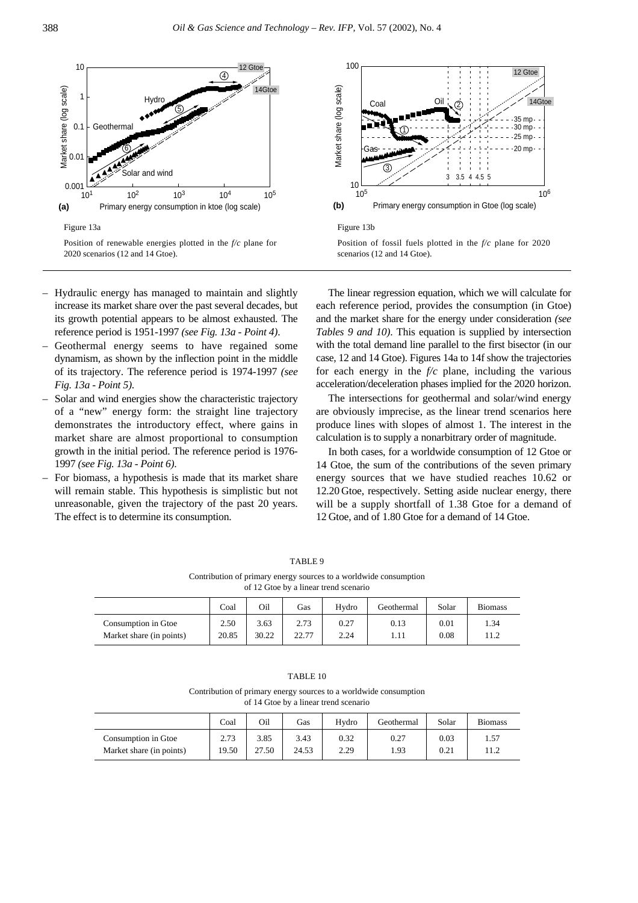(a) Primary energy consumption in ktoe (log scale)

Market share (log scale)

10, 1, 0.1, 0.01, 0.001

$10^1$, $10^2$, $10^3$, $10^4$, $10^5$

12 Gtoe

14Gtoe

Hydro

Geothermal

Solar and wind

4

5

6

Figure 13a

Position of renewable energies plotted in the *f/c* plane for 2020 scenarios (12 and 14 Gtoe).

(b) Primary energy consumption in Gtoe (log scale)

Market share (log scale)

100, 10

$10^5$, $10^6$

12 Gtoe

14Gtoe

Coal

Oil

Gas

1

2

3

35 mp

30 mp

25 mp

20 mp

3 3.5 4 4.5 5

Figure 13b

Position of fossil fuels plotted in the *f/c* plane for 2020 scenarios (12 and 14 Gtoe).

– Hydraulic energy has managed to maintain and slightly increase its market share over the past several decades, but its growth potential appears to be almost exhausted. The reference period is 1951-1997 *(see Fig. 13a - Point 4)*.

– Geothermal energy seems to have regained some dynamism, as shown by the inflection point in the middle of its trajectory. The reference period is 1974-1997 *(see Fig. 13a - Point 5)*.

– Solar and wind energies show the characteristic trajectory of a "new" energy form: the straight line trajectory demonstrates the introductory effect, where gains in market share are almost proportional to consumption growth in the initial period. The reference period is 1976-1997 *(see Fig. 13a - Point 6)*.

– For biomass, a hypothesis is made that its market share will remain stable. This hypothesis is simplistic but not unreasonable, given the trajectory of the past 20 years. The effect is to determine its consumption.

The linear regression equation, which we will calculate for each reference period, provides the consumption (in Gtoe) and the market share for the energy under consideration *(see Tables 9 and 10)*. This equation is supplied by intersection with the total demand line parallel to the first bisector (in our case, 12 and 14 Gtoe). Figures 14a to 14f show the trajectories for each energy in the *f/c* plane, including the various acceleration/deceleration phases implied for the 2020 horizon.

The intersections for geothermal and solar/wind energy are obviously imprecise, as the linear trend scenarios here produce lines with slopes of almost 1. The interest in the calculation is to supply a nonarbitrary order of magnitude.

In both cases, for a worldwide consumption of 12 Gtoe or 14 Gtoe, the sum of the contributions of the seven primary energy sources that we have studied reaches 10.62 or 12.20 Gtoe, respectively. Setting aside nuclear energy, there will be a supply shortfall of 1.38 Gtoe for a demand of 12 Gtoe, and of 1.80 Gtoe for a demand of 14 Gtoe.

TABLE 9

Contribution of primary energy sources to a worldwide consumption of 12 Gtoe by a linear trend scenario

| | Coal | Oil | Gas | Hydro | Geothermal | Solar | Biomass |
|---|---|---|---|---|---|---|---|
| Consumption in Gtoe | 2.50 | 3.63 | 2.73 | 0.27 | 0.13 | 0.01 | 1.34 |
| Market share (in points) | 20.85 | 30.22 | 22.77 | 2.24 | 1.11 | 0.08 | 11.2 |

TABLE 10

Contribution of primary energy sources to a worldwide consumption of 14 Gtoe by a linear trend scenario

| | Coal | Oil | Gas | Hydro | Geothermal | Solar | Biomass |
|---|---|---|---|---|---|---|---|
| Consumption in Gtoe | 2.73 | 3.85 | 3.43 | 0.32 | 0.27 | 0.03 | 1.57 |
| Market share (in points) | 19.50 | 27.50 | 24.53 | 2.29 | 1.93 | 0.21 | 11.2 |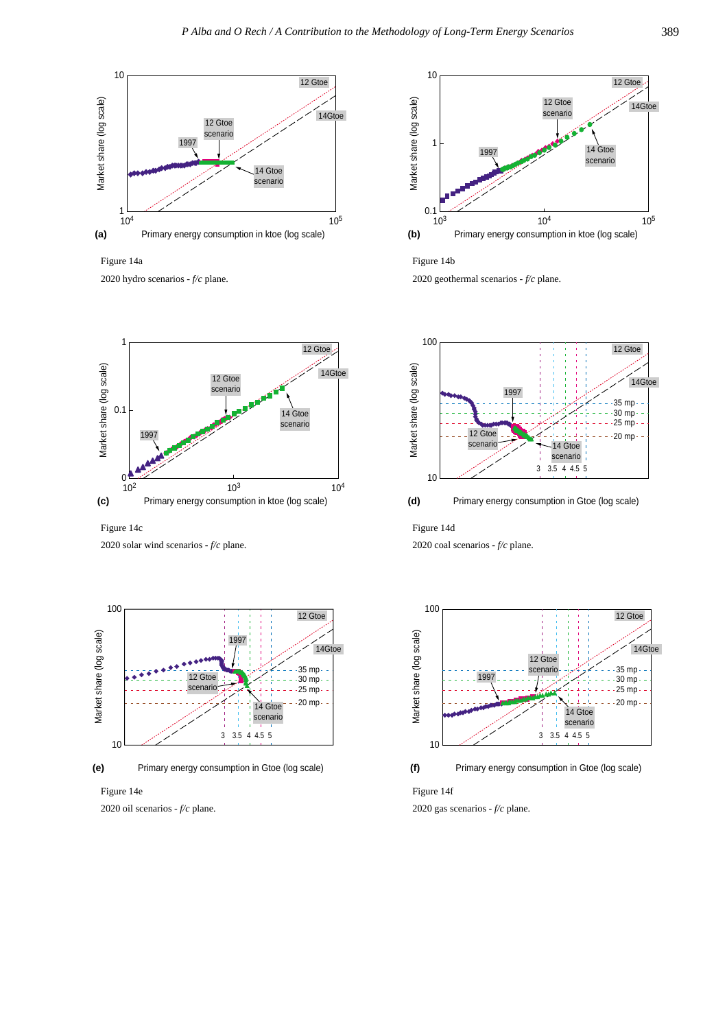10

12 Gtoe

14Gtoe

12 Gtoe
scenario

1997

14 Gtoe
scenario

Market share (log scale)

1

$10^4$

$10^5$

**(a)** Primary energy consumption in ktoe (log scale)

Figure 14a

2020 hydro scenarios - *f/c* plane.

10

12 Gtoe

14Gtoe

12 Gtoe
scenario

1997

14 Gtoe
scenario

Market share (log scale)

1

0.1

$10^3$

$10^4$

$10^5$

**(b)** Primary energy consumption in ktoe (log scale)

Figure 14b

2020 geothermal scenarios - *f/c* plane.

1

12 Gtoe

14Gtoe

12 Gtoe
scenario

0.1

1997

14 Gtoe
scenario

Market share (log scale)

0

$10^2$

$10^3$

$10^4$

**(c)** Primary energy consumption in ktoe (log scale)

Figure 14c

2020 solar wind scenarios - *f/c* plane.

100

12 Gtoe

14Gtoe

1997

35 mp

30 mp

25 mp

20 mp

12 Gtoe
scenario

14 Gtoe
scenario

3 3.5 4 4.5 5

Market share (log scale)

10

**(d)** Primary energy consumption in Gtoe (log scale)

Figure 14d

2020 coal scenarios - *f/c* plane.

100

12 Gtoe

14Gtoe

1997

35 mp

30 mp

25 mp

20 mp

12 Gtoe
scenario

14 Gtoe
scenario

3 3.5 4 4.5 5

Market share (log scale)

10

**(e)** Primary energy consumption in Gtoe (log scale)

Figure 14e

2020 oil scenarios - *f/c* plane.

100

12 Gtoe

14Gtoe

12 Gtoe
scenario

35 mp

1997

30 mp

25 mp

20 mp

14 Gtoe
scenario

3 3.5 4 4.5 5

Market share (log scale)

10

**(f)** Primary energy consumption in Gtoe (log scale)

Figure 14f

2020 gas scenarios - *f/c* plane.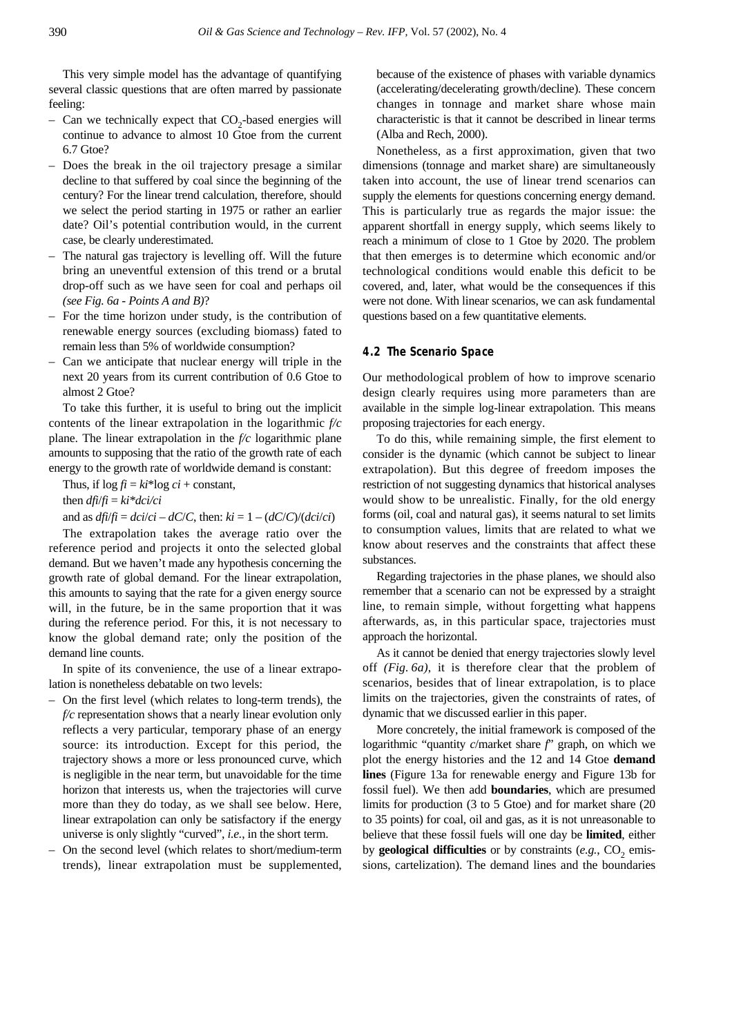This very simple model has the advantage of quantifying several classic questions that are often marred by passionate feeling:

- Can we technically expect that $CO_2$-based energies will continue to advance to almost 10 Gtoe from the current 6.7 Gtoe?
- Does the break in the oil trajectory presage a similar decline to that suffered by coal since the beginning of the century? For the linear trend calculation, therefore, should we select the period starting in 1975 or rather an earlier date? Oil's potential contribution would, in the current case, be clearly underestimated.
- The natural gas trajectory is levelling off. Will the future bring an uneventful extension of this trend or a brutal drop-off such as we have seen for coal and perhaps oil *(see Fig. 6a - Points A and B)*?
- For the time horizon under study, is the contribution of renewable energy sources (excluding biomass) fated to remain less than 5% of worldwide consumption?
- Can we anticipate that nuclear energy will triple in the next 20 years from its current contribution of 0.6 Gtoe to almost 2 Gtoe?

To take this further, it is useful to bring out the implicit contents of the linear extrapolation in the logarithmic *f/c* plane. The linear extrapolation in the *f/c* logarithmic plane amounts to supposing that the ratio of the growth rate of each energy to the growth rate of worldwide demand is constant:

Thus, if $\log fi = ki^* \log ci$ + constant,

then $dfi/fi = ki^* dci/ci$

and as $dfi/fi = dci/ci - dC/C$, then: $ki = 1 - (dC/C)/(dci/ci)$

The extrapolation takes the average ratio over the reference period and projects it onto the selected global demand. But we haven't made any hypothesis concerning the growth rate of global demand. For the linear extrapolation, this amounts to saying that the rate for a given energy source will, in the future, be in the same proportion that it was during the reference period. For this, it is not necessary to know the global demand rate; only the position of the demand line counts.

In spite of its convenience, the use of a linear extrapolation is nonetheless debatable on two levels:

- On the first level (which relates to long-term trends), the *f/c* representation shows that a nearly linear evolution only reflects a very particular, temporary phase of an energy source: its introduction. Except for this period, the trajectory shows a more or less pronounced curve, which is negligible in the near term, but unavoidable for the time horizon that interests us, when the trajectories will curve more than they do today, as we shall see below. Here, linear extrapolation can only be satisfactory if the energy universe is only slightly "curved", *i.e.*, in the short term.
- On the second level (which relates to short/medium-term trends), linear extrapolation must be supplemented, because of the existence of phases with variable dynamics (accelerating/decelerating growth/decline). These concern changes in tonnage and market share whose main characteristic is that it cannot be described in linear terms (Alba and Rech, 2000).

Nonetheless, as a first approximation, given that two dimensions (tonnage and market share) are simultaneously taken into account, the use of linear trend scenarios can supply the elements for questions concerning energy demand. This is particularly true as regards the major issue: the apparent shortfall in energy supply, which seems likely to reach a minimum of close to 1 Gtoe by 2020. The problem that then emerges is to determine which economic and/or technological conditions would enable this deficit to be covered, and, later, what would be the consequences if this were not done. With linear scenarios, we can ask fundamental questions based on a few quantitative elements.

### 4.2 The Scenario Space

Our methodological problem of how to improve scenario design clearly requires using more parameters than are available in the simple log-linear extrapolation. This means proposing trajectories for each energy.

To do this, while remaining simple, the first element to consider is the dynamic (which cannot be subject to linear extrapolation). But this degree of freedom imposes the restriction of not suggesting dynamics that historical analyses would show to be unrealistic. Finally, for the old energy forms (oil, coal and natural gas), it seems natural to set limits to consumption values, limits that are related to what we know about reserves and the constraints that affect these substances.

Regarding trajectories in the phase planes, we should also remember that a scenario can not be expressed by a straight line, to remain simple, without forgetting what happens afterwards, as, in this particular space, trajectories must approach the horizontal.

As it cannot be denied that energy trajectories slowly level off *(Fig. 6a)*, it is therefore clear that the problem of scenarios, besides that of linear extrapolation, is to place limits on the trajectories, given the constraints of rates, of dynamic that we discussed earlier in this paper.

More concretely, the initial framework is composed of the logarithmic "quantity *c*/market share *f*" graph, on which we plot the energy histories and the 12 and 14 Gtoe **demand lines** (Figure 13a for renewable energy and Figure 13b for fossil fuel). We then add **boundaries**, which are presumed limits for production (3 to 5 Gtoe) and for market share (20 to 35 points) for coal, oil and gas, as it is not unreasonable to believe that these fossil fuels will one day be **limited**, either by **geological difficulties** or by constraints (*e.g.*, $CO_2$ emissions, cartelization). The demand lines and the boundaries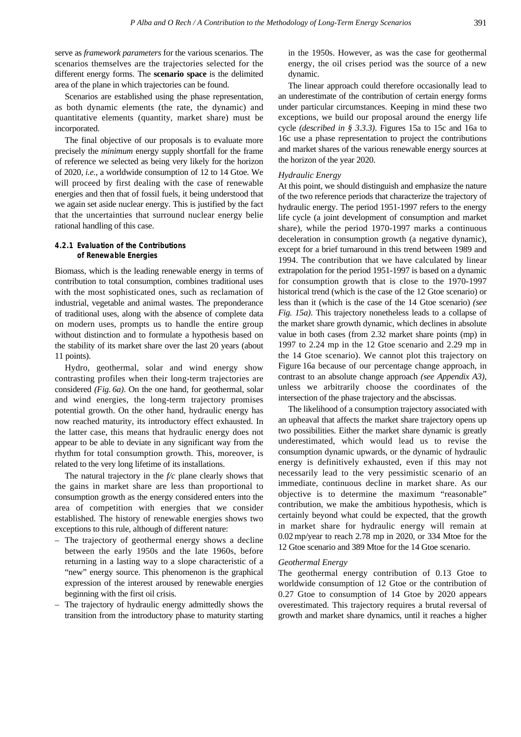serve as *framework parameters* for the various scenarios. The scenarios themselves are the trajectories selected for the different energy forms. The **scenario space** is the delimited area of the plane in which trajectories can be found.

Scenarios are established using the phase representation, as both dynamic elements (the rate, the dynamic) and quantitative elements (quantity, market share) must be incorporated.

The final objective of our proposals is to evaluate more precisely the *minimum* energy supply shortfall for the frame of reference we selected as being very likely for the horizon of 2020, *i.e.*, a worldwide consumption of 12 to 14 Gtoe. We will proceed by first dealing with the case of renewable energies and then that of fossil fuels, it being understood that we again set aside nuclear energy. This is justified by the fact that the uncertainties that surround nuclear energy belie rational handling of this case.

#### 4.2.1 Evaluation of the Contributions of Renewable Energies

Biomass, which is the leading renewable energy in terms of contribution to total consumption, combines traditional uses with the most sophisticated ones, such as reclamation of industrial, vegetable and animal wastes. The preponderance of traditional uses, along with the absence of complete data on modern uses, prompts us to handle the entire group without distinction and to formulate a hypothesis based on the stability of its market share over the last 20 years (about 11 points).

Hydro, geothermal, solar and wind energy show contrasting profiles when their long-term trajectories are considered *(Fig. 6a)*. On the one hand, for geothermal, solar and wind energies, the long-term trajectory promises potential growth. On the other hand, hydraulic energy has now reached maturity, its introductory effect exhausted. In the latter case, this means that hydraulic energy does not appear to be able to deviate in any significant way from the rhythm for total consumption growth. This, moreover, is related to the very long lifetime of its installations.

The natural trajectory in the *f/c* plane clearly shows that the gains in market share are less than proportional to consumption growth as the energy considered enters into the area of competition with energies that we consider established. The history of renewable energies shows two exceptions to this rule, although of different nature:

- The trajectory of geothermal energy shows a decline between the early 1950s and the late 1960s, before returning in a lasting way to a slope characteristic of a "new" energy source. This phenomenon is the graphical expression of the interest aroused by renewable energies beginning with the first oil crisis.
- The trajectory of hydraulic energy admittedly shows the transition from the introductory phase to maturity starting in the 1950s. However, as was the case for geothermal energy, the oil crises period was the source of a new dynamic.

The linear approach could therefore occasionally lead to an underestimate of the contribution of certain energy forms under particular circumstances. Keeping in mind these two exceptions, we build our proposal around the energy life cycle *(described in § 3.3.3)*. Figures 15a to 15c and 16a to 16c use a phase representation to project the contributions and market shares of the various renewable energy sources at the horizon of the year 2020.

*Hydraulic Energy*

At this point, we should distinguish and emphasize the nature of the two reference periods that characterize the trajectory of hydraulic energy. The period 1951-1997 refers to the energy life cycle (a joint development of consumption and market share), while the period 1970-1997 marks a continuous deceleration in consumption growth (a negative dynamic), except for a brief turnaround in this trend between 1989 and 1994. The contribution that we have calculated by linear extrapolation for the period 1951-1997 is based on a dynamic for consumption growth that is close to the 1970-1997 historical trend (which is the case of the 12 Gtoe scenario) or less than it (which is the case of the 14 Gtoe scenario) *(see Fig. 15a)*. This trajectory nonetheless leads to a collapse of the market share growth dynamic, which declines in absolute value in both cases (from 2.32 market share points (mp) in 1997 to 2.24 mp in the 12 Gtoe scenario and 2.29 mp in the 14 Gtoe scenario). We cannot plot this trajectory on Figure 16a because of our percentage change approach, in contrast to an absolute change approach *(see Appendix A3)*, unless we arbitrarily choose the coordinates of the intersection of the phase trajectory and the abscissas.

The likelihood of a consumption trajectory associated with an upheaval that affects the market share trajectory opens up two possibilities. Either the market share dynamic is greatly underestimated, which would lead us to revise the consumption dynamic upwards, or the dynamic of hydraulic energy is definitively exhausted, even if this may not necessarily lead to the very pessimistic scenario of an immediate, continuous decline in market share. As our objective is to determine the maximum "reasonable" contribution, we make the ambitious hypothesis, which is certainly beyond what could be expected, that the growth in market share for hydraulic energy will remain at 0.02 mp/year to reach 2.78 mp in 2020, or 334 Mtoe for the 12 Gtoe scenario and 389 Mtoe for the 14 Gtoe scenario.

*Geothermal Energy*

The geothermal energy contribution of 0.13 Gtoe to worldwide consumption of 12 Gtoe or the contribution of 0.27 Gtoe to consumption of 14 Gtoe by 2020 appears overestimated. This trajectory requires a brutal reversal of growth and market share dynamics, until it reaches a higher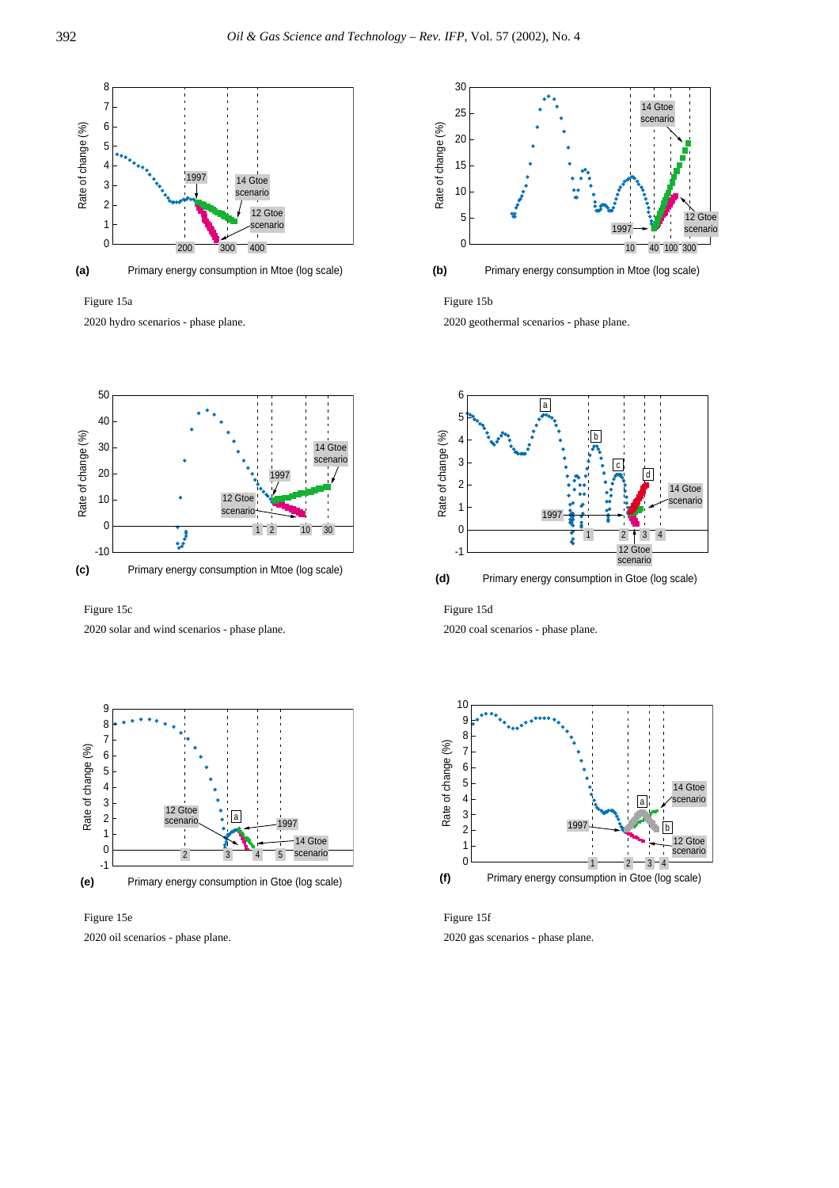Rate of change (%)

8
7
6
5
4
3
2
1
0

1997
14 Gtoe scenario
12 Gtoe scenario

200
300
400

(a) Primary energy consumption in Mtoe (log scale)

Figure 15a

2020 hydro scenarios - phase plane.

Rate of change (%)

30
25
20
15
10
5
0

14 Gtoe scenario
12 Gtoe scenario
1997

10
40
100
300

(b) Primary energy consumption in Mtoe (log scale)

Figure 15b

2020 geothermal scenarios - phase plane.

Rate of change (%)

50
40
30
20
10
0
-10

14 Gtoe scenario
1997
12 Gtoe scenario

1
2
10
30

(c) Primary energy consumption in Mtoe (log scale)

Figure 15c

2020 solar and wind scenarios - phase plane.

Rate of change (%)

6
5
4
3
2
1
0
-1

a
b
c
d
14 Gtoe scenario
1997
12 Gtoe scenario

1
2
3
4

(d) Primary energy consumption in Gtoe (log scale)

Figure 15d

2020 coal scenarios - phase plane.

Rate of change (%)

9
8
7
6
5
4
3
2
1
0
-1

12 Gtoe scenario
a
1997
14 Gtoe scenario

2
3
4
5

(e) Primary energy consumption in Gtoe (log scale)

Figure 15e

2020 oil scenarios - phase plane.

Rate of change (%)

10
9
8
7
6
5
4
3
2
1
0

14 Gtoe scenario
a
1997
b
12 Gtoe scenario

1
2
3
4

(f) Primary energy consumption in Gtoe (log scale)

Figure 15f

2020 gas scenarios - phase plane.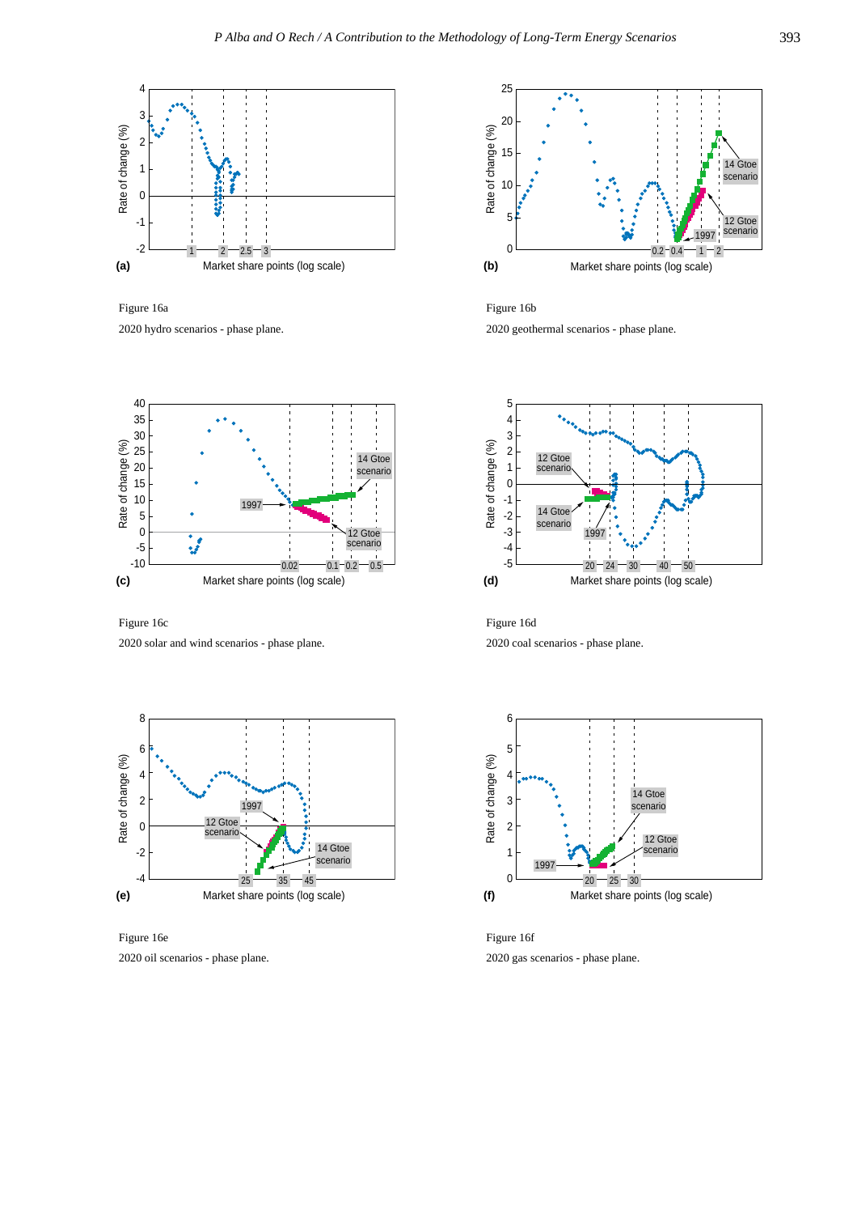Rate of change (%)
4
3
2
1
0
-1
-2
1
2
2.5
3
Market share points (log scale)
(a)

Figure 16a

2020 hydro scenarios - phase plane.

Rate of change (%)
25
20
15
10
5
0
14 Gtoe scenario
12 Gtoe scenario
1997
0.2
0.4
1
2
Market share points (log scale)
(b)

Figure 16b

2020 geothermal scenarios - phase plane.

Rate of change (%)
40
35
30
25
20
15
10
5
0
-5
-10
1997
14 Gtoe scenario
12 Gtoe scenario
0.02
0.1
0.2
0.5
Market share points (log scale)
(c)

Figure 16c

2020 solar and wind scenarios - phase plane.

Rate of change (%)
5
4
3
2
1
0
-1
-2
-3
-4
-5
12 Gtoe scenario
14 Gtoe scenario
1997
20
24
30
40
50
Market share points (log scale)
(d)

Figure 16d

2020 coal scenarios - phase plane.

Rate of change (%)
8
6
4
2
0
-2
-4
1997
12 Gtoe scenario
14 Gtoe scenario
25
35
45
Market share points (log scale)
(e)

Figure 16e

2020 oil scenarios - phase plane.

Rate of change (%)
6
5
4
3
2
1
0
14 Gtoe scenario
12 Gtoe scenario
1997
20
25
30
Market share points (log scale)
(f)

Figure 16f

2020 gas scenarios - phase plane.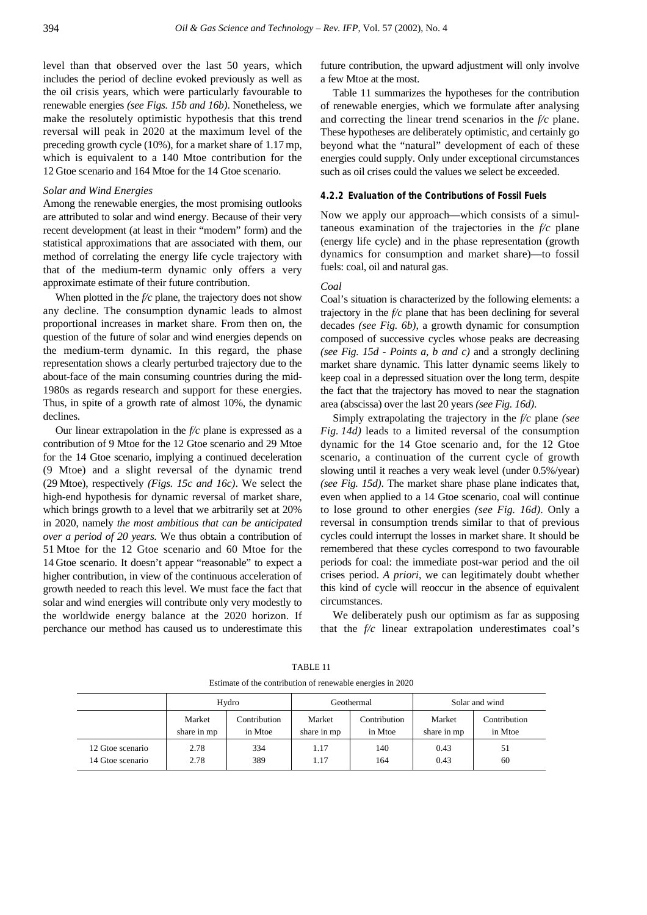level than that observed over the last 50 years, which includes the period of decline evoked previously as well as the oil crisis years, which were particularly favourable to renewable energies *(see Figs. 15b and 16b)*. Nonetheless, we make the resolutely optimistic hypothesis that this trend reversal will peak in 2020 at the maximum level of the preceding growth cycle (10%), for a market share of 1.17 mp, which is equivalent to a 140 Mtoe contribution for the 12 Gtoe scenario and 164 Mtoe for the 14 Gtoe scenario.

*Solar and Wind Energies*

Among the renewable energies, the most promising outlooks are attributed to solar and wind energy. Because of their very recent development (at least in their "modern" form) and the statistical approximations that are associated with them, our method of correlating the energy life cycle trajectory with that of the medium-term dynamic only offers a very approximate estimate of their future contribution.

When plotted in the *f/c* plane, the trajectory does not show any decline. The consumption dynamic leads to almost proportional increases in market share. From then on, the question of the future of solar and wind energies depends on the medium-term dynamic. In this regard, the phase representation shows a clearly perturbed trajectory due to the about-face of the main consuming countries during the mid-1980s as regards research and support for these energies. Thus, in spite of a growth rate of almost 10%, the dynamic declines.

Our linear extrapolation in the *f/c* plane is expressed as a contribution of 9 Mtoe for the 12 Gtoe scenario and 29 Mtoe for the 14 Gtoe scenario, implying a continued deceleration (9 Mtoe) and a slight reversal of the dynamic trend (29 Mtoe), respectively *(Figs. 15c and 16c)*. We select the high-end hypothesis for dynamic reversal of market share, which brings growth to a level that we arbitrarily set at 20% in 2020, namely *the most ambitious that can be anticipated over a period of 20 years.* We thus obtain a contribution of 51 Mtoe for the 12 Gtoe scenario and 60 Mtoe for the 14 Gtoe scenario. It doesn't appear "reasonable" to expect a higher contribution, in view of the continuous acceleration of growth needed to reach this level. We must face the fact that solar and wind energies will contribute only very modestly to the worldwide energy balance at the 2020 horizon. If perchance our method has caused us to underestimate this future contribution, the upward adjustment will only involve a few Mtoe at the most.

Table 11 summarizes the hypotheses for the contribution of renewable energies, which we formulate after analysing and correcting the linear trend scenarios in the *f/c* plane. These hypotheses are deliberately optimistic, and certainly go beyond what the "natural" development of each of these energies could supply. Only under exceptional circumstances such as oil crises could the values we select be exceeded.

#### 4.2.2 Evaluation of the Contributions of Fossil Fuels

Now we apply our approach—which consists of a simultaneous examination of the trajectories in the *f/c* plane (energy life cycle) and in the phase representation (growth dynamics for consumption and market share)—to fossil fuels: coal, oil and natural gas.

*Coal*

Coal's situation is characterized by the following elements: a trajectory in the *f/c* plane that has been declining for several decades *(see Fig. 6b)*, a growth dynamic for consumption composed of successive cycles whose peaks are decreasing *(see Fig. 15d - Points a, b and c)* and a strongly declining market share dynamic. This latter dynamic seems likely to keep coal in a depressed situation over the long term, despite the fact that the trajectory has moved to near the stagnation area (abscissa) over the last 20 years *(see Fig. 16d)*.

Simply extrapolating the trajectory in the *f/c* plane *(see Fig. 14d)* leads to a limited reversal of the consumption dynamic for the 14 Gtoe scenario and, for the 12 Gtoe scenario, a continuation of the current cycle of growth slowing until it reaches a very weak level (under 0.5%/year) *(see Fig. 15d)*. The market share phase plane indicates that, even when applied to a 14 Gtoe scenario, coal will continue to lose ground to other energies *(see Fig. 16d)*. Only a reversal in consumption trends similar to that of previous cycles could interrupt the losses in market share. It should be remembered that these cycles correspond to two favourable periods for coal: the immediate post-war period and the oil crises period. *A priori*, we can legitimately doubt whether this kind of cycle will reoccur in the absence of equivalent circumstances.

We deliberately push our optimism as far as supposing that the *f/c* linear extrapolation underestimates coal's

TABLE 11

Estimate of the contribution of renewable energies in 2020

| | Hydro | | Geothermal | | Solar and wind | |
|---|---|---|---|---|---|---|
| | Market share in mp | Contribution in Mtoe | Market share in mp | Contribution in Mtoe | Market share in mp | Contribution in Mtoe |
| 12 Gtoe scenario | 2.78 | 334 | 1.17 | 140 | 0.43 | 51 |
| 14 Gtoe scenario | 2.78 | 389 | 1.17 | 164 | 0.43 | 60 |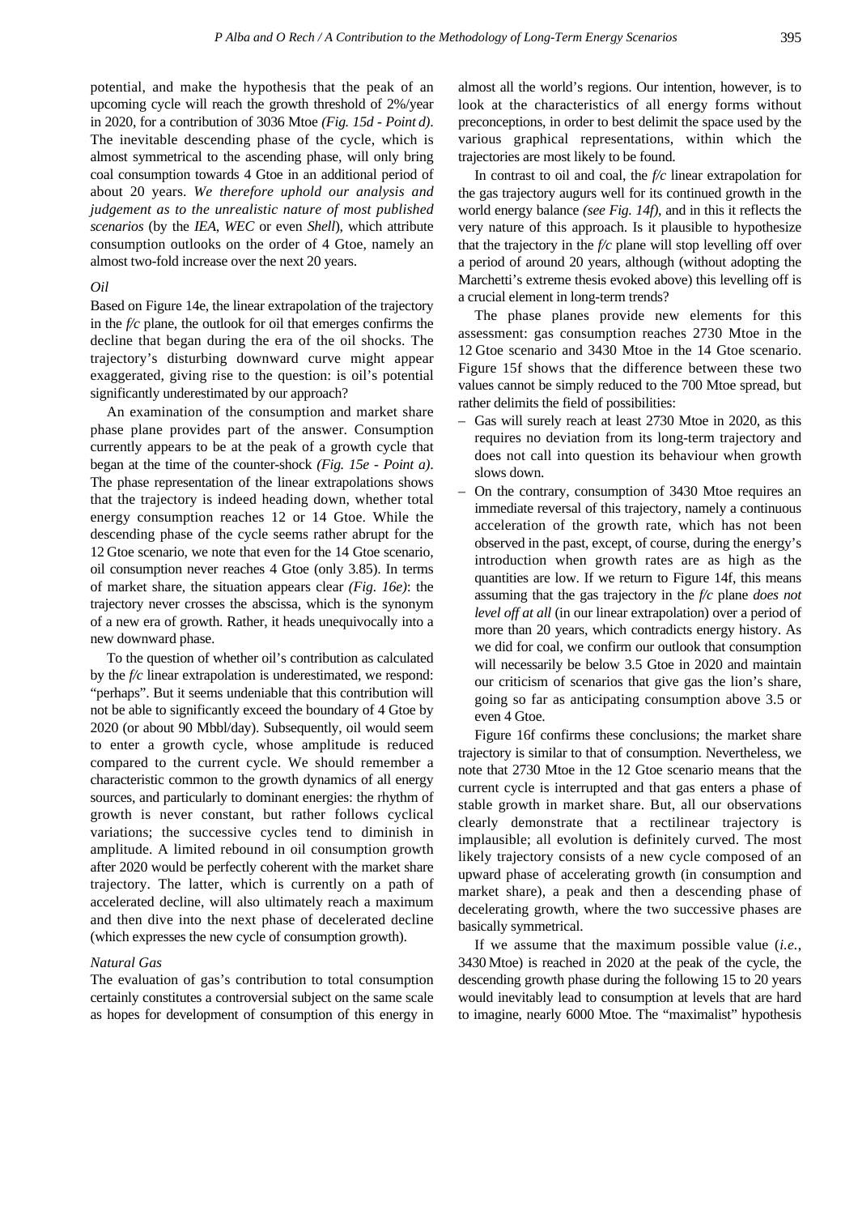potential, and make the hypothesis that the peak of an upcoming cycle will reach the growth threshold of 2%/year in 2020, for a contribution of 3036 Mtoe *(Fig. 15d - Point d)*. The inevitable descending phase of the cycle, which is almost symmetrical to the ascending phase, will only bring coal consumption towards 4 Gtoe in an additional period of about 20 years. *We therefore uphold our analysis and judgement as to the unrealistic nature of most published scenarios* (by the *IEA*, *WEC* or even *Shell*), which attribute consumption outlooks on the order of 4 Gtoe, namely an almost two-fold increase over the next 20 years.

### *Oil*

Based on Figure 14e, the linear extrapolation of the trajectory in the *f/c* plane, the outlook for oil that emerges confirms the decline that began during the era of the oil shocks. The trajectory's disturbing downward curve might appear exaggerated, giving rise to the question: is oil's potential significantly underestimated by our approach?

An examination of the consumption and market share phase plane provides part of the answer. Consumption currently appears to be at the peak of a growth cycle that began at the time of the counter-shock *(Fig. 15e - Point a)*. The phase representation of the linear extrapolations shows that the trajectory is indeed heading down, whether total energy consumption reaches 12 or 14 Gtoe. While the descending phase of the cycle seems rather abrupt for the 12 Gtoe scenario, we note that even for the 14 Gtoe scenario, oil consumption never reaches 4 Gtoe (only 3.85). In terms of market share, the situation appears clear *(Fig. 16e)*: the trajectory never crosses the abscissa, which is the synonym of a new era of growth. Rather, it heads unequivocally into a new downward phase.

To the question of whether oil's contribution as calculated by the *f/c* linear extrapolation is underestimated, we respond: "perhaps". But it seems undeniable that this contribution will not be able to significantly exceed the boundary of 4 Gtoe by 2020 (or about 90 Mbbl/day). Subsequently, oil would seem to enter a growth cycle, whose amplitude is reduced compared to the current cycle. We should remember a characteristic common to the growth dynamics of all energy sources, and particularly to dominant energies: the rhythm of growth is never constant, but rather follows cyclical variations; the successive cycles tend to diminish in amplitude. A limited rebound in oil consumption growth after 2020 would be perfectly coherent with the market share trajectory. The latter, which is currently on a path of accelerated decline, will also ultimately reach a maximum and then dive into the next phase of decelerated decline (which expresses the new cycle of consumption growth).

### *Natural Gas*

The evaluation of gas's contribution to total consumption certainly constitutes a controversial subject on the same scale as hopes for development of consumption of this energy in almost all the world's regions. Our intention, however, is to look at the characteristics of all energy forms without preconceptions, in order to best delimit the space used by the various graphical representations, within which the trajectories are most likely to be found.

In contrast to oil and coal, the *f/c* linear extrapolation for the gas trajectory augurs well for its continued growth in the world energy balance *(see Fig. 14f)*, and in this it reflects the very nature of this approach. Is it plausible to hypothesize that the trajectory in the *f/c* plane will stop levelling off over a period of around 20 years, although (without adopting the Marchetti's extreme thesis evoked above) this levelling off is a crucial element in long-term trends?

The phase planes provide new elements for this assessment: gas consumption reaches 2730 Mtoe in the 12 Gtoe scenario and 3430 Mtoe in the 14 Gtoe scenario. Figure 15f shows that the difference between these two values cannot be simply reduced to the 700 Mtoe spread, but rather delimits the field of possibilities:

- Gas will surely reach at least 2730 Mtoe in 2020, as this requires no deviation from its long-term trajectory and does not call into question its behaviour when growth slows down.
- On the contrary, consumption of 3430 Mtoe requires an immediate reversal of this trajectory, namely a continuous acceleration of the growth rate, which has not been observed in the past, except, of course, during the energy's introduction when growth rates are as high as the quantities are low. If we return to Figure 14f, this means assuming that the gas trajectory in the *f/c* plane *does not level off at all* (in our linear extrapolation) over a period of more than 20 years, which contradicts energy history. As we did for coal, we confirm our outlook that consumption will necessarily be below 3.5 Gtoe in 2020 and maintain our criticism of scenarios that give gas the lion's share, going so far as anticipating consumption above 3.5 or even 4 Gtoe.

Figure 16f confirms these conclusions; the market share trajectory is similar to that of consumption. Nevertheless, we note that 2730 Mtoe in the 12 Gtoe scenario means that the current cycle is interrupted and that gas enters a phase of stable growth in market share. But, all our observations clearly demonstrate that a rectilinear trajectory is implausible; all evolution is definitely curved. The most likely trajectory consists of a new cycle composed of an upward phase of accelerating growth (in consumption and market share), a peak and then a descending phase of decelerating growth, where the two successive phases are basically symmetrical.

If we assume that the maximum possible value (*i.e.*, 3430 Mtoe) is reached in 2020 at the peak of the cycle, the descending growth phase during the following 15 to 20 years would inevitably lead to consumption at levels that are hard to imagine, nearly 6000 Mtoe. The "maximalist" hypothesis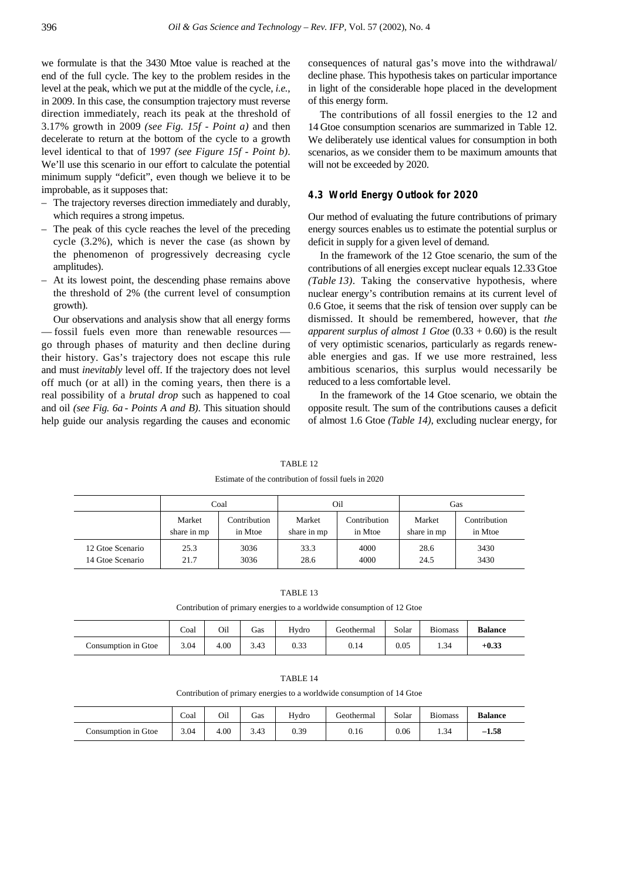we formulate is that the 3430 Mtoe value is reached at the end of the full cycle. The key to the problem resides in the level at the peak, which we put at the middle of the cycle, *i.e.*, in 2009. In this case, the consumption trajectory must reverse direction immediately, reach its peak at the threshold of 3.17% growth in 2009 *(see Fig. 15f - Point a)* and then decelerate to return at the bottom of the cycle to a growth level identical to that of 1997 *(see Figure 15f - Point b)*. We'll use this scenario in our effort to calculate the potential minimum supply "deficit", even though we believe it to be improbable, as it supposes that:

- The trajectory reverses direction immediately and durably, which requires a strong impetus.
- The peak of this cycle reaches the level of the preceding cycle (3.2%), which is never the case (as shown by the phenomenon of progressively decreasing cycle amplitudes).
- At its lowest point, the descending phase remains above the threshold of 2% (the current level of consumption growth).

Our observations and analysis show that all energy forms — fossil fuels even more than renewable resources — go through phases of maturity and then decline during their history. Gas's trajectory does not escape this rule and must *inevitably* level off. If the trajectory does not level off much (or at all) in the coming years, then there is a real possibility of a *brutal drop* such as happened to coal and oil *(see Fig. 6a - Points A and B)*. This situation should help guide our analysis regarding the causes and economic consequences of natural gas's move into the withdrawal/decline phase. This hypothesis takes on particular importance in light of the considerable hope placed in the development of this energy form.

The contributions of all fossil energies to the 12 and 14 Gtoe consumption scenarios are summarized in Table 12. We deliberately use identical values for consumption in both scenarios, as we consider them to be maximum amounts that will not be exceeded by 2020.

### 4.3 World Energy Outlook for 2020

Our method of evaluating the future contributions of primary energy sources enables us to estimate the potential surplus or deficit in supply for a given level of demand.

In the framework of the 12 Gtoe scenario, the sum of the contributions of all energies except nuclear equals 12.33 Gtoe *(Table 13)*. Taking the conservative hypothesis, where nuclear energy's contribution remains at its current level of 0.6 Gtoe, it seems that the risk of tension over supply can be dismissed. It should be remembered, however, that *the apparent surplus of almost 1 Gtoe* (0.33 + 0.60) is the result of very optimistic scenarios, particularly as regards renewable energies and gas. If we use more restrained, less ambitious scenarios, this surplus would necessarily be reduced to a less comfortable level.

In the framework of the 14 Gtoe scenario, we obtain the opposite result. The sum of the contributions causes a deficit of almost 1.6 Gtoe *(Table 14)*, excluding nuclear energy, for

TABLE 12

Estimate of the contribution of fossil fuels in 2020

| | Coal | | Oil | | Gas | |
|---|---|---|---|---|---|---|
| | Market share in mp | Contribution in Mtoe | Market share in mp | Contribution in Mtoe | Market share in mp | Contribution in Mtoe |
| 12 Gtoe Scenario | 25.3 | 3036 | 33.3 | 4000 | 28.6 | 3430 |
| 14 Gtoe Scenario | 21.7 | 3036 | 28.6 | 4000 | 24.5 | 3430 |

TABLE 13

Contribution of primary energies to a worldwide consumption of 12 Gtoe

| | Coal | Oil | Gas | Hydro | Geothermal | Solar | Biomass | **Balance** |
|---|---|---|---|---|---|---|---|---|
| Consumption in Gtoe | 3.04 | 4.00 | 3.43 | 0.33 | 0.14 | 0.05 | 1.34 | **+0.33** |

TABLE 14

Contribution of primary energies to a worldwide consumption of 14 Gtoe

| | Coal | Oil | Gas | Hydro | Geothermal | Solar | Biomass | **Balance** |
|---|---|---|---|---|---|---|---|---|
| Consumption in Gtoe | 3.04 | 4.00 | 3.43 | 0.39 | 0.16 | 0.06 | 1.34 | **–1.58** |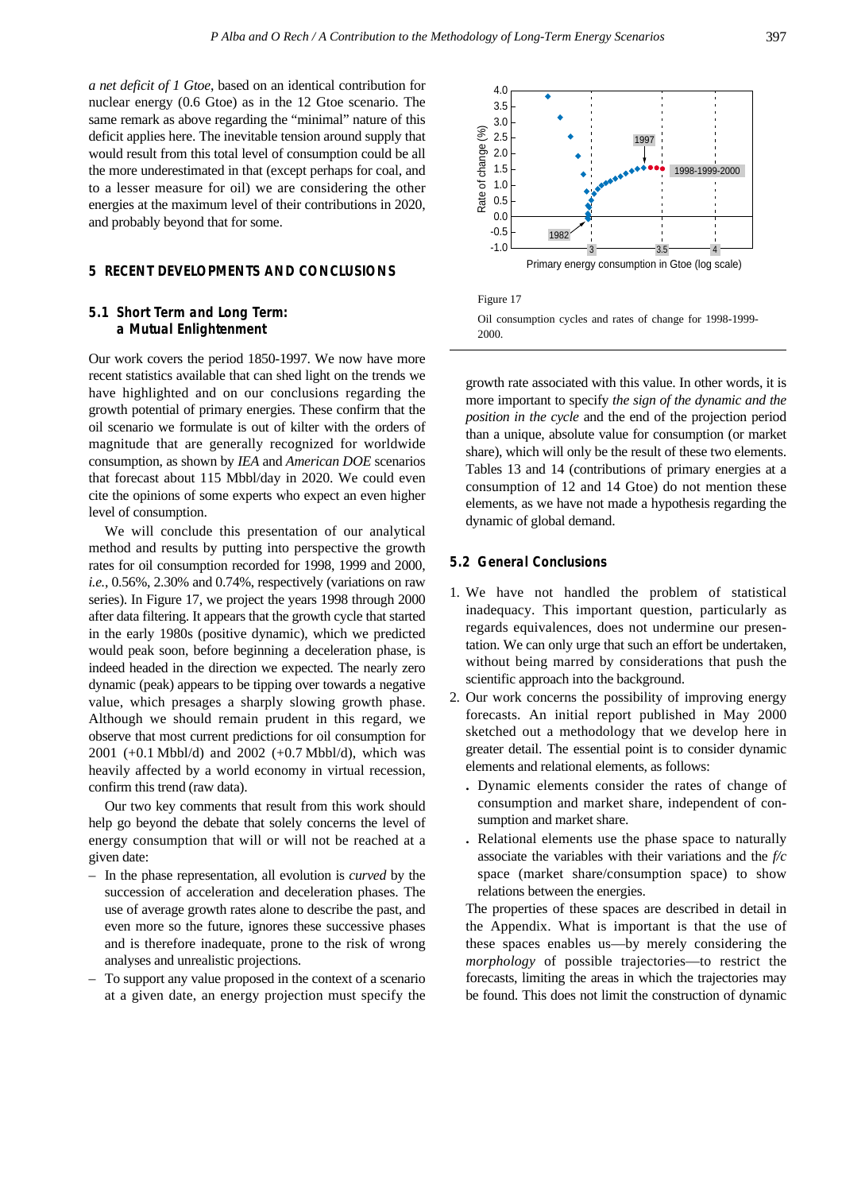*a net deficit of 1 Gtoe*, based on an identical contribution for nuclear energy (0.6 Gtoe) as in the 12 Gtoe scenario. The same remark as above regarding the "minimal" nature of this deficit applies here. The inevitable tension around supply that would result from this total level of consumption could be all the more underestimated in that (except perhaps for coal, and to a lesser measure for oil) we are considering the other energies at the maximum level of their contributions in 2020, and probably beyond that for some.

## 5 RECENT DEVELOPMENTS AND CONCLUSIONS

### 5.1 Short Term and Long Term: a Mutual Enlightenment

Our work covers the period 1850-1997. We now have more recent statistics available that can shed light on the trends we have highlighted and on our conclusions regarding the growth potential of primary energies. These confirm that the oil scenario we formulate is out of kilter with the orders of magnitude that are generally recognized for worldwide consumption, as shown by *IEA* and *American DOE* scenarios that forecast about 115 Mbbl/day in 2020. We could even cite the opinions of some experts who expect an even higher level of consumption.

We will conclude this presentation of our analytical method and results by putting into perspective the growth rates for oil consumption recorded for 1998, 1999 and 2000, *i.e.*, 0.56%, 2.30% and 0.74%, respectively (variations on raw series). In Figure 17, we project the years 1998 through 2000 after data filtering. It appears that the growth cycle that started in the early 1980s (positive dynamic), which we predicted would peak soon, before beginning a deceleration phase, is indeed headed in the direction we expected. The nearly zero dynamic (peak) appears to be tipping over towards a negative value, which presages a sharply slowing growth phase. Although we should remain prudent in this regard, we observe that most current predictions for oil consumption for 2001 (+0.1 Mbbl/d) and 2002 (+0.7 Mbbl/d), which was heavily affected by a world economy in virtual recession, confirm this trend (raw data).

Our two key comments that result from this work should help go beyond the debate that solely concerns the level of energy consumption that will or will not be reached at a given date:

- In the phase representation, all evolution is *curved* by the succession of acceleration and deceleration phases. The use of average growth rates alone to describe the past, and even more so the future, ignores these successive phases and is therefore inadequate, prone to the risk of wrong analyses and unrealistic projections.
- To support any value proposed in the context of a scenario at a given date, an energy projection must specify the growth rate associated with this value. In other words, it is more important to specify *the sign of the dynamic and the position in the cycle* and the end of the projection period than a unique, absolute value for consumption (or market share), which will only be the result of these two elements. Tables 13 and 14 (contributions of primary energies at a consumption of 12 and 14 Gtoe) do not mention these elements, as we have not made a hypothesis regarding the dynamic of global demand.

Rate of change (%)
4.0
3.5
3.0
2.5
2.0
1.5
1.0
0.5
0.0
-0.5
-1.0
1997
1998-1999-2000
1982
3
3.5
4
Primary energy consumption in Gtoe (log scale)

Figure 17

Oil consumption cycles and rates of change for 1998-1999-2000.

### 5.2 General Conclusions

1. We have not handled the problem of statistical inadequacy. This important question, particularly as regards equivalences, does not undermine our presentation. We can only urge that such an effort be undertaken, without being marred by considerations that push the scientific approach into the background.
2. Our work concerns the possibility of improving energy forecasts. An initial report published in May 2000 sketched out a methodology that we develop here in greater detail. The essential point is to consider dynamic elements and relational elements, as follows:
   - Dynamic elements consider the rates of change of consumption and market share, independent of consumption and market share.
   - Relational elements use the phase space to naturally associate the variables with their variations and the *f/c* space (market share/consumption space) to show relations between the energies.

   The properties of these spaces are described in detail in the Appendix. What is important is that the use of these spaces enables us—by merely considering the *morphology* of possible trajectories—to restrict the forecasts, limiting the areas in which the trajectories may be found. This does not limit the construction of dynamic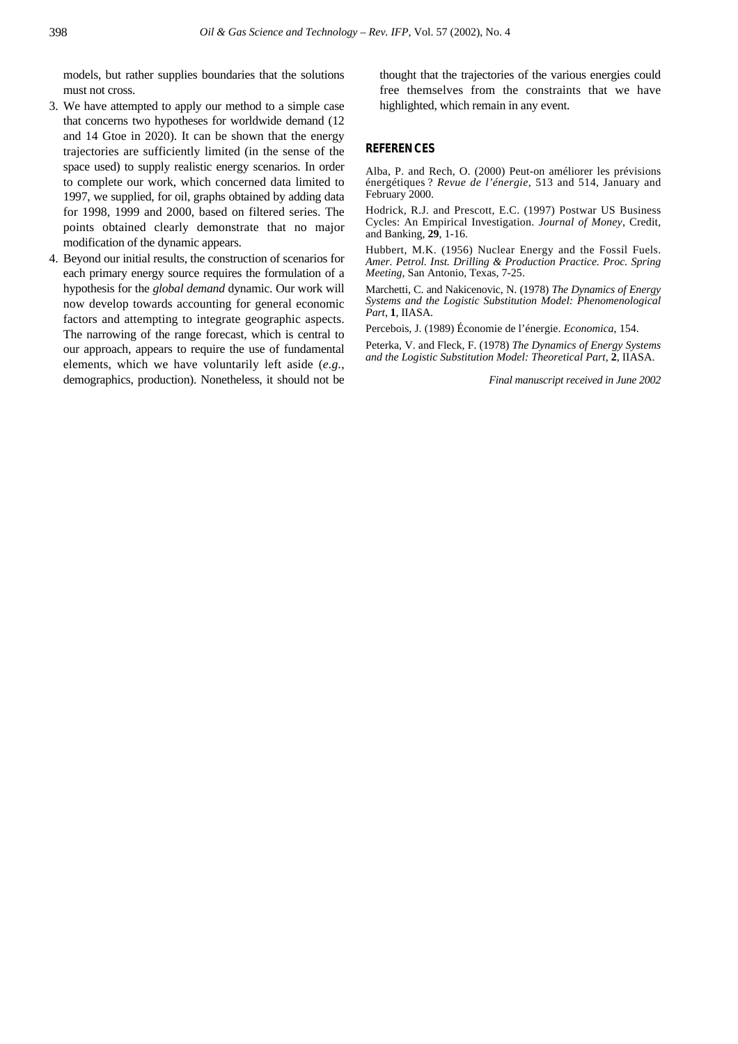models, but rather supplies boundaries that the solutions must not cross.

3. We have attempted to apply our method to a simple case that concerns two hypotheses for worldwide demand (12 and 14 Gtoe in 2020). It can be shown that the energy trajectories are sufficiently limited (in the sense of the space used) to supply realistic energy scenarios. In order to complete our work, which concerned data limited to 1997, we supplied, for oil, graphs obtained by adding data for 1998, 1999 and 2000, based on filtered series. The points obtained clearly demonstrate that no major modification of the dynamic appears.
4. Beyond our initial results, the construction of scenarios for each primary energy source requires the formulation of a hypothesis for the *global demand* dynamic. Our work will now develop towards accounting for general economic factors and attempting to integrate geographic aspects. The narrowing of the range forecast, which is central to our approach, appears to require the use of fundamental elements, which we have voluntarily left aside (*e.g.*, demographics, production). Nonetheless, it should not be thought that the trajectories of the various energies could free themselves from the constraints that we have highlighted, which remain in any event.

## REFERENCES

Alba, P. and Rech, O. (2000) Peut-on améliorer les prévisions énergétiques ? *Revue de l'énergie*, 513 and 514, January and February 2000.

Hodrick, R.J. and Prescott, E.C. (1997) Postwar US Business Cycles: An Empirical Investigation. *Journal of Money*, Credit, and Banking, **29**, 1-16.

Hubbert, M.K. (1956) Nuclear Energy and the Fossil Fuels. *Amer. Petrol. Inst. Drilling & Production Practice. Proc. Spring Meeting*, San Antonio, Texas, 7-25.

Marchetti, C. and Nakicenovic, N. (1978) *The Dynamics of Energy Systems and the Logistic Substitution Model: Phenomenological Part*, **1**, IIASA.

Percebois, J. (1989) Économie de l'énergie. *Economica*, 154.

Peterka, V. and Fleck, F. (1978) *The Dynamics of Energy Systems and the Logistic Substitution Model: Theoretical Part*, **2**, IIASA.

*Final manuscript received in June 2002*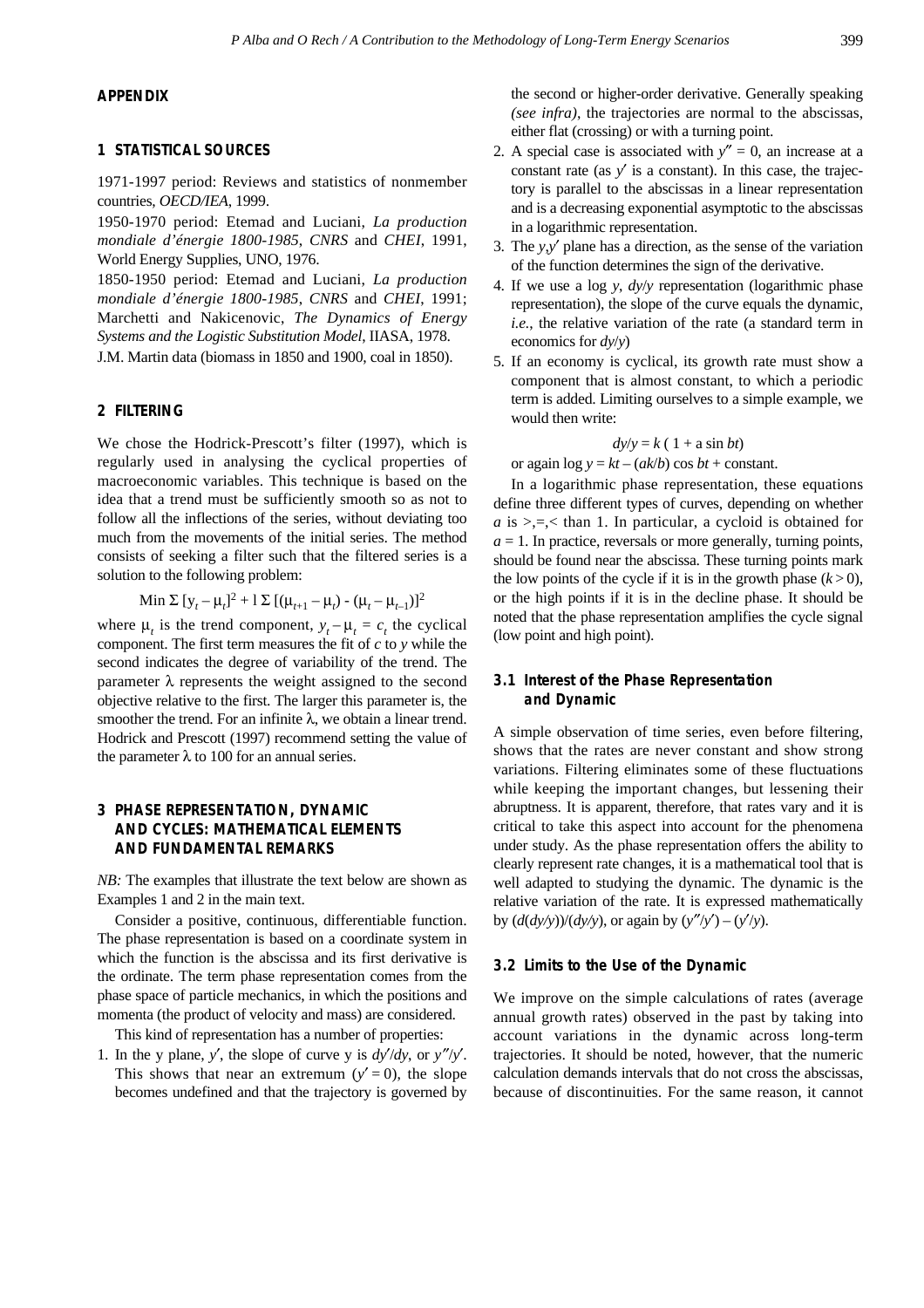## APPENDIX

### 1 STATISTICAL SOURCES

1971-1997 period: Reviews and statistics of nonmember countries, *OECD/IEA*, 1999.

1950-1970 period: Etemad and Luciani, *La production mondiale d'énergie 1800-1985, CNRS* and *CHEI*, 1991, World Energy Supplies, UNO, 1976.

1850-1950 period: Etemad and Luciani, *La production mondiale d'énergie 1800-1985, CNRS* and *CHEI*, 1991; Marchetti and Nakicenovic, *The Dynamics of Energy Systems and the Logistic Substitution Model*, IIASA, 1978.

J.M. Martin data (biomass in 1850 and 1900, coal in 1850).

### 2 FILTERING

We chose the Hodrick-Prescott's filter (1997), which is regularly used in analysing the cyclical properties of macroeconomic variables. This technique is based on the idea that a trend must be sufficiently smooth so as not to follow all the inflections of the series, without deviating too much from the movements of the initial series. The method consists of seeking a filter such that the filtered series is a solution to the following problem:

$$\text{Min } \Sigma\, [y_t - \mu_t]^2 + l\, \Sigma\, [(\mu_{t+1} - \mu_t) - (\mu_t - \mu_{t-1})]^2$$

where $\mu_t$ is the trend component, $y_t - \mu_t = c_t$ the cyclical component. The first term measures the fit of $c$ to $y$ while the second indicates the degree of variability of the trend. The parameter $\lambda$ represents the weight assigned to the second objective relative to the first. The larger this parameter is, the smoother the trend. For an infinite $\lambda$, we obtain a linear trend. Hodrick and Prescott (1997) recommend setting the value of the parameter $\lambda$ to 100 for an annual series.

### 3 PHASE REPRESENTATION, DYNAMIC AND CYCLES: MATHEMATICAL ELEMENTS AND FUNDAMENTAL REMARKS

*NB:* The examples that illustrate the text below are shown as Examples 1 and 2 in the main text.

Consider a positive, continuous, differentiable function. The phase representation is based on a coordinate system in which the function is the abscissa and its first derivative is the ordinate. The term phase representation comes from the phase space of particle mechanics, in which the positions and momenta (the product of velocity and mass) are considered.

This kind of representation has a number of properties:

1. In the y plane, $y'$, the slope of curve y is $dy'/dy$, or $y''/y'$. This shows that near an extremum ($y' = 0$), the slope becomes undefined and that the trajectory is governed by the second or higher-order derivative. Generally speaking *(see infra)*, the trajectories are normal to the abscissas, either flat (crossing) or with a turning point.
2. A special case is associated with $y'' = 0$, an increase at a constant rate (as $y'$ is a constant). In this case, the trajectory is parallel to the abscissas in a linear representation and is a decreasing exponential asymptotic to the abscissas in a logarithmic representation.
3. The $y$,$y'$ plane has a direction, as the sense of the variation of the function determines the sign of the derivative.
4. If we use a log $y$, $dy/y$ representation (logarithmic phase representation), the slope of the curve equals the dynamic, *i.e.*, the relative variation of the rate (a standard term in economics for $dy/y$)
5. If an economy is cyclical, its growth rate must show a component that is almost constant, to which a periodic term is added. Limiting ourselves to a simple example, we would then write:

$$dy/y = k\ (1 + a \sin bt)$$

or again $\log y = kt - (ak/b) \cos bt + \text{constant}$.

In a logarithmic phase representation, these equations define three different types of curves, depending on whether $a$ is >,=,< than 1. In particular, a cycloid is obtained for $a = 1$. In practice, reversals or more generally, turning points, should be found near the abscissa. These turning points mark the low points of the cycle if it is in the growth phase ($k > 0$), or the high points if it is in the decline phase. It should be noted that the phase representation amplifies the cycle signal (low point and high point).

#### 3.1 Interest of the Phase Representation and Dynamic

A simple observation of time series, even before filtering, shows that the rates are never constant and show strong variations. Filtering eliminates some of these fluctuations while keeping the important changes, but lessening their abruptness. It is apparent, therefore, that rates vary and it is critical to take this aspect into account for the phenomena under study. As the phase representation offers the ability to clearly represent rate changes, it is a mathematical tool that is well adapted to studying the dynamic. The dynamic is the relative variation of the rate. It is expressed mathematically by $(d(dy/y))/(dy/y)$, or again by $(y''/y') - (y'/y)$.

#### 3.2 Limits to the Use of the Dynamic

We improve on the simple calculations of rates (average annual growth rates) observed in the past by taking into account variations in the dynamic across long-term trajectories. It should be noted, however, that the numeric calculation demands intervals that do not cross the abscissas, because of discontinuities. For the same reason, it cannot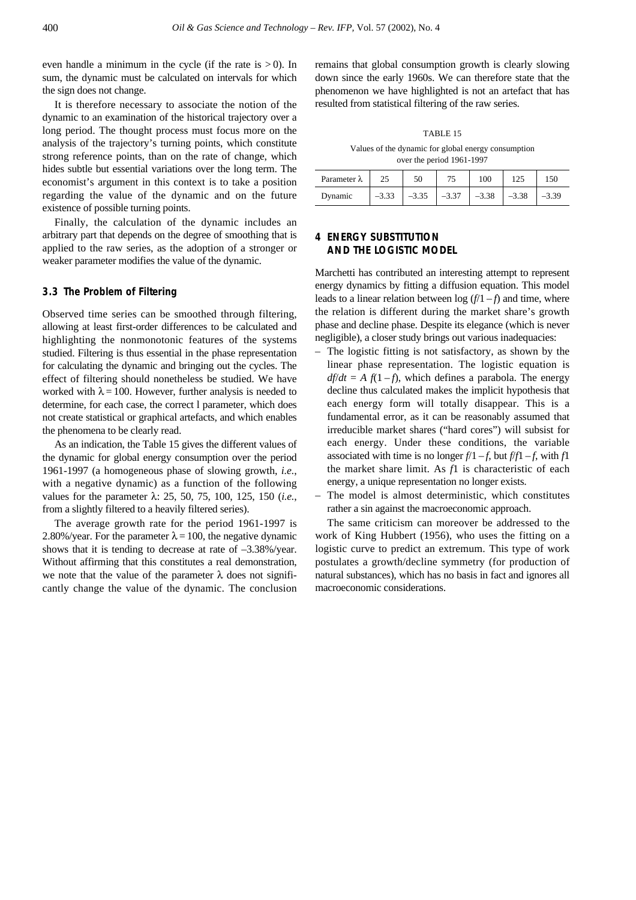even handle a minimum in the cycle (if the rate is > 0). In sum, the dynamic must be calculated on intervals for which the sign does not change.

It is therefore necessary to associate the notion of the dynamic to an examination of the historical trajectory over a long period. The thought process must focus more on the analysis of the trajectory's turning points, which constitute strong reference points, than on the rate of change, which hides subtle but essential variations over the long term. The economist's argument in this context is to take a position regarding the value of the dynamic and on the future existence of possible turning points.

Finally, the calculation of the dynamic includes an arbitrary part that depends on the degree of smoothing that is applied to the raw series, as the adoption of a stronger or weaker parameter modifies the value of the dynamic.

### 3.3 The Problem of Filtering

Observed time series can be smoothed through filtering, allowing at least first-order differences to be calculated and highlighting the nonmonotonic features of the systems studied. Filtering is thus essential in the phase representation for calculating the dynamic and bringing out the cycles. The effect of filtering should nonetheless be studied. We have worked with $\lambda = 100$. However, further analysis is needed to determine, for each case, the correct l parameter, which does not create statistical or graphical artefacts, and which enables the phenomena to be clearly read.

As an indication, the Table 15 gives the different values of the dynamic for global energy consumption over the period 1961-1997 (a homogeneous phase of slowing growth, *i.e.*, with a negative dynamic) as a function of the following values for the parameter $\lambda$: 25, 50, 75, 100, 125, 150 (*i.e.*, from a slightly filtered to a heavily filtered series).

The average growth rate for the period 1961-1997 is 2.80%/year. For the parameter $\lambda = 100$, the negative dynamic shows that it is tending to decrease at rate of –3.38%/year. Without affirming that this constitutes a real demonstration, we note that the value of the parameter $\lambda$ does not significantly change the value of the dynamic. The conclusion remains that global consumption growth is clearly slowing down since the early 1960s. We can therefore state that the phenomenon we have highlighted is not an artefact that has resulted from statistical filtering of the raw series.

TABLE 15

Values of the dynamic for global energy consumption over the period 1961-1997

| Parameter $\lambda$ | 25 | 50 | 75 | 100 | 125 | 150 |
|---|---|---|---|---|---|---|
| Dynamic | –3.33 | –3.35 | –3.37 | –3.38 | –3.38 | –3.39 |

## 4 ENERGY SUBSTITUTION AND THE LOGISTIC MODEL

Marchetti has contributed an interesting attempt to represent energy dynamics by fitting a diffusion equation. This model leads to a linear relation between log $(f/1 - f)$ and time, where the relation is different during the market share's growth phase and decline phase. Despite its elegance (which is never negligible), a closer study brings out various inadequacies:

- The logistic fitting is not satisfactory, as shown by the linear phase representation. The logistic equation is $df/dt = A\, f(1 - f)$, which defines a parabola. The energy decline thus calculated makes the implicit hypothesis that each energy form will totally disappear. This is a fundamental error, as it can be reasonably assumed that irreducible market shares ("hard cores") will subsist for each energy. Under these conditions, the variable associated with time is no longer $f/1 - f$, but $f/f1 - f$, with $f1$ the market share limit. As $f1$ is characteristic of each energy, a unique representation no longer exists.
- The model is almost deterministic, which constitutes rather a sin against the macroeconomic approach.

The same criticism can moreover be addressed to the work of King Hubbert (1956), who uses the fitting on a logistic curve to predict an extremum. This type of work postulates a growth/decline symmetry (for production of natural substances), which has no basis in fact and ignores all macroeconomic considerations.